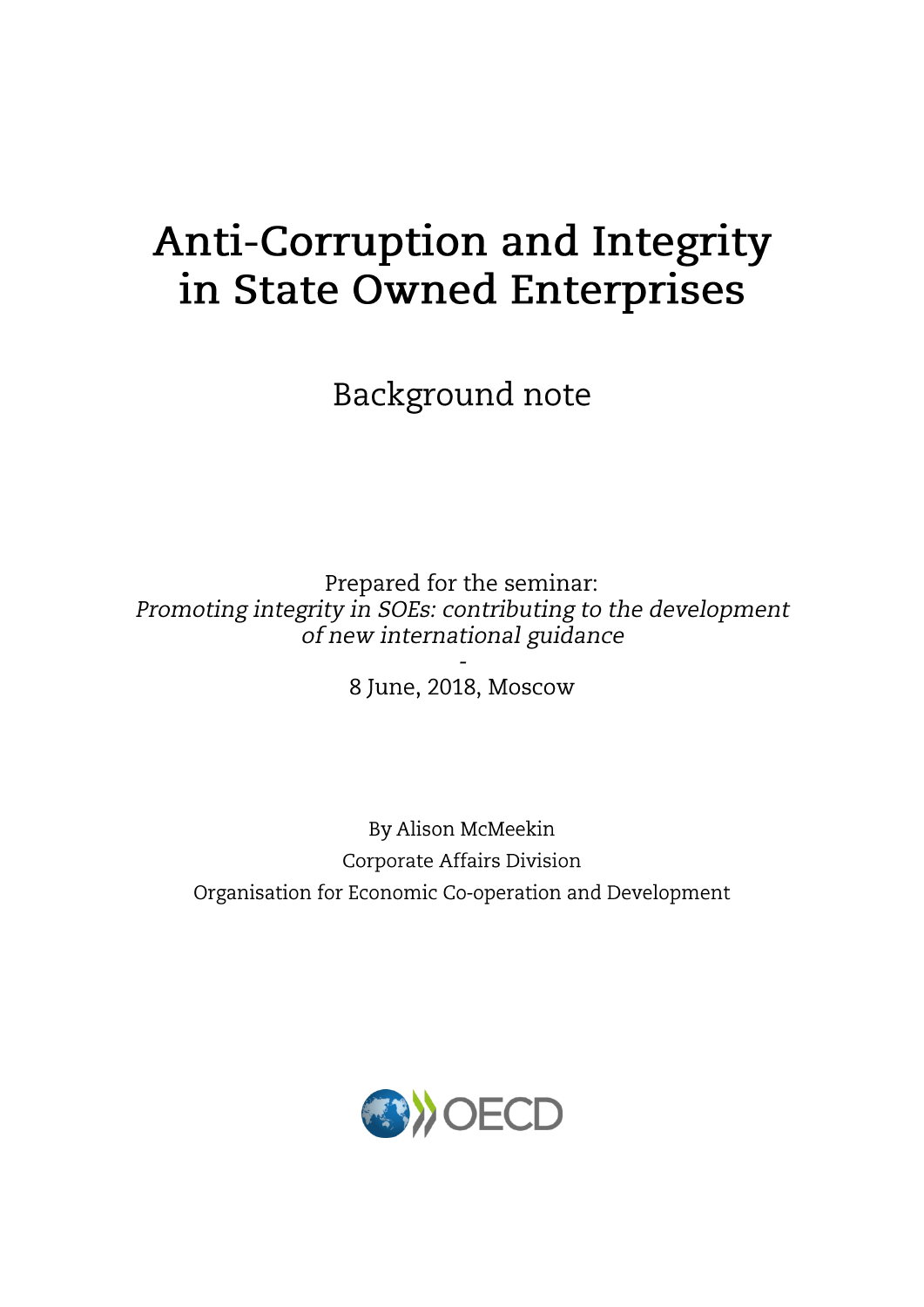# Anti-Corruption and Integrity in State Owned Enterprises

Background note

Prepared for the seminar:
*Promoting integrity in SOEs: contributing to the development of new international guidance*
-
8 June, 2018, Moscow

By Alison McMeekin
Corporate Affairs Division
Organisation for Economic Co-operation and Development

OECD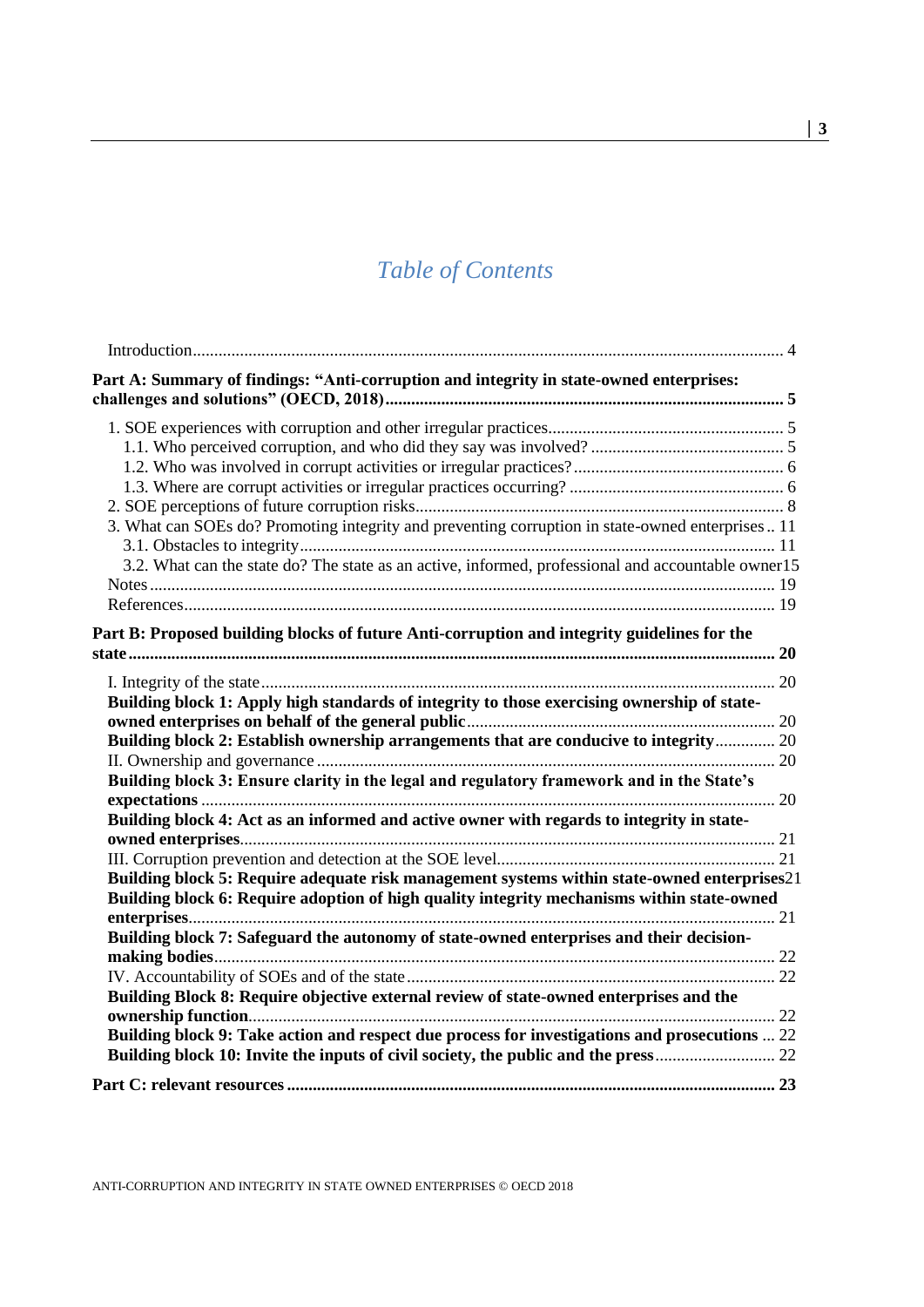# Table of Contents

Introduction ... 4

**Part A: Summary of findings: "Anti-corruption and integrity in state-owned enterprises: challenges and solutions" (OECD, 2018) ... 5**

1. SOE experiences with corruption and other irregular practices ... 5
   - 1.1. Who perceived corruption, and who did they say was involved? ... 5
   - 1.2. Who was involved in corrupt activities or irregular practices? ... 6
   - 1.3. Where are corrupt activities or irregular practices occurring? ... 6
2. SOE perceptions of future corruption risks ... 8
3. What can SOEs do? Promoting integrity and preventing corruption in state-owned enterprises .. 11
   - 3.1. Obstacles to integrity ... 11
   - 3.2. What can the state do? The state as an active, informed, professional and accountable owner 15

Notes ... 19

References ... 19

**Part B: Proposed building blocks of future Anti-corruption and integrity guidelines for the state ... 20**

I. Integrity of the state ... 20

**Building block 1: Apply high standards of integrity to those exercising ownership of state-owned enterprises on behalf of the general public ... 20**

**Building block 2: Establish ownership arrangements that are conducive to integrity ... 20**

II. Ownership and governance ... 20

**Building block 3: Ensure clarity in the legal and regulatory framework and in the State's expectations ... 20**

**Building block 4: Act as an informed and active owner with regards to integrity in state-owned enterprises ... 21**

III. Corruption prevention and detection at the SOE level ... 21

**Building block 5: Require adequate risk management systems within state-owned enterprises 21**

**Building block 6: Require adoption of high quality integrity mechanisms within state-owned enterprises ... 21**

**Building block 7: Safeguard the autonomy of state-owned enterprises and their decision-making bodies ... 22**

IV. Accountability of SOEs and of the state ... 22

**Building Block 8: Require objective external review of state-owned enterprises and the ownership function ... 22**

**Building block 9: Take action and respect due process for investigations and prosecutions ... 22**

**Building block 10: Invite the inputs of civil society, the public and the press ... 22**

**Part C: relevant resources ... 23**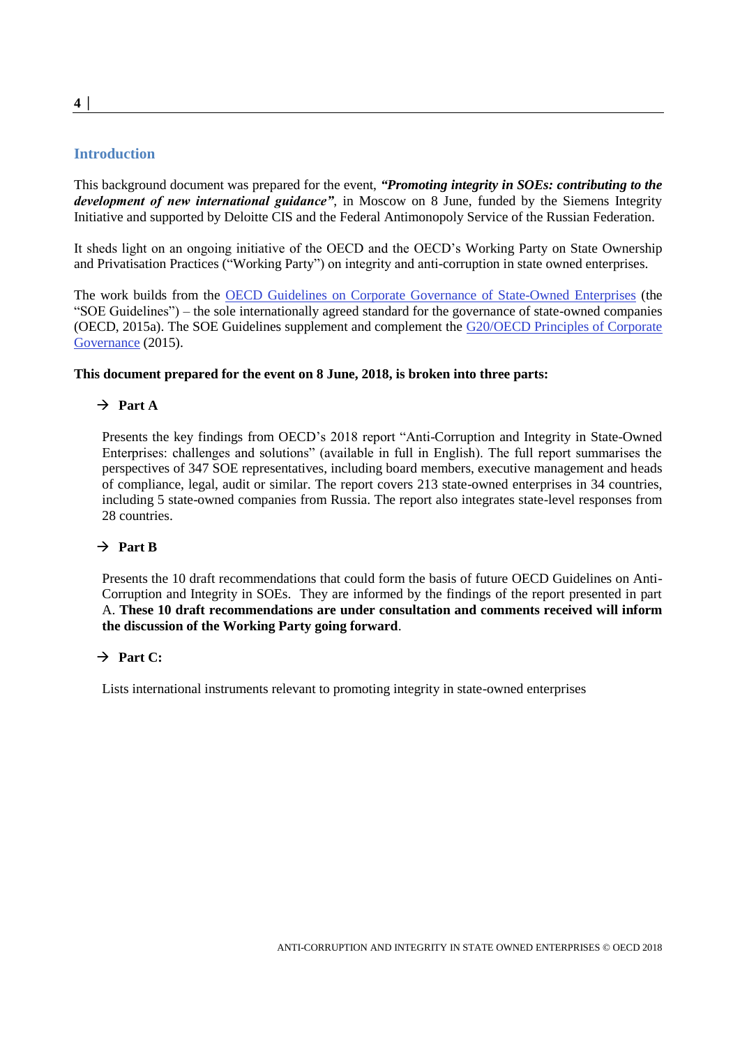## Introduction

This background document was prepared for the event, ***"Promoting integrity in SOEs: contributing to the development of new international guidance"***, in Moscow on 8 June, funded by the Siemens Integrity Initiative and supported by Deloitte CIS and the Federal Antimonopoly Service of the Russian Federation.

It sheds light on an ongoing initiative of the OECD and the OECD's Working Party on State Ownership and Privatisation Practices ("Working Party") on integrity and anti-corruption in state owned enterprises.

The work builds from the OECD Guidelines on Corporate Governance of State-Owned Enterprises (the "SOE Guidelines") – the sole internationally agreed standard for the governance of state-owned companies (OECD, 2015a). The SOE Guidelines supplement and complement the G20/OECD Principles of Corporate Governance (2015).

**This document prepared for the event on 8 June, 2018, is broken into three parts:**

→ **Part A**

Presents the key findings from OECD's 2018 report "Anti-Corruption and Integrity in State-Owned Enterprises: challenges and solutions" (available in full in English). The full report summarises the perspectives of 347 SOE representatives, including board members, executive management and heads of compliance, legal, audit or similar. The report covers 213 state-owned enterprises in 34 countries, including 5 state-owned companies from Russia. The report also integrates state-level responses from 28 countries.

→ **Part B**

Presents the 10 draft recommendations that could form the basis of future OECD Guidelines on Anti-Corruption and Integrity in SOEs. They are informed by the findings of the report presented in part A. **These 10 draft recommendations are under consultation and comments received will inform the discussion of the Working Party going forward**.

→ **Part C:**

Lists international instruments relevant to promoting integrity in state-owned enterprises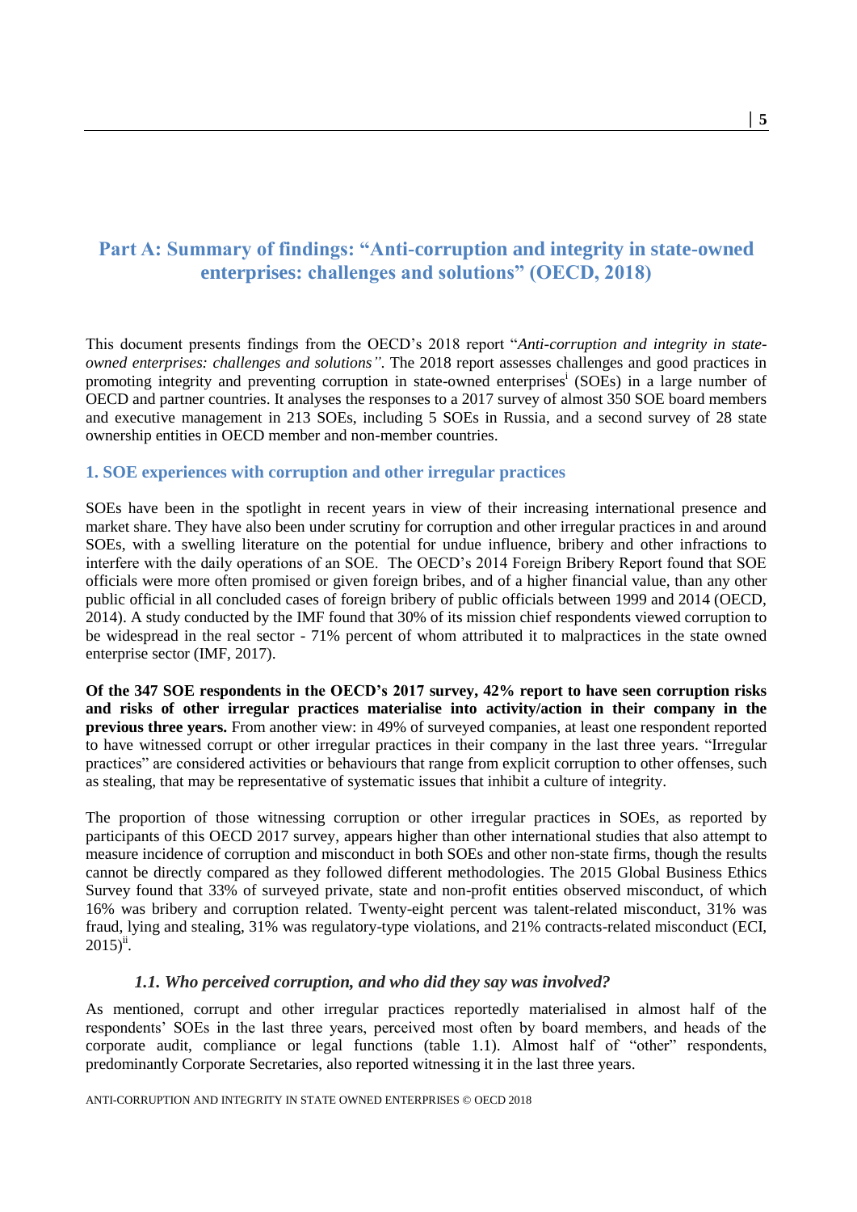# Part A: Summary of findings: "Anti-corruption and integrity in state-owned enterprises: challenges and solutions" (OECD, 2018)

This document presents findings from the OECD's 2018 report "*Anti-corruption and integrity in state-owned enterprises: challenges and solutions*". The 2018 report assesses challenges and good practices in promoting integrity and preventing corruption in state-owned enterprises[i] (SOEs) in a large number of OECD and partner countries. It analyses the responses to a 2017 survey of almost 350 SOE board members and executive management in 213 SOEs, including 5 SOEs in Russia, and a second survey of 28 state ownership entities in OECD member and non-member countries.

## 1. SOE experiences with corruption and other irregular practices

SOEs have been in the spotlight in recent years in view of their increasing international presence and market share. They have also been under scrutiny for corruption and other irregular practices in and around SOEs, with a swelling literature on the potential for undue influence, bribery and other infractions to interfere with the daily operations of an SOE. The OECD's 2014 Foreign Bribery Report found that SOE officials were more often promised or given foreign bribes, and of a higher financial value, than any other public official in all concluded cases of foreign bribery of public officials between 1999 and 2014 (OECD, 2014). A study conducted by the IMF found that 30% of its mission chief respondents viewed corruption to be widespread in the real sector - 71% percent of whom attributed it to malpractices in the state owned enterprise sector (IMF, 2017).

**Of the 347 SOE respondents in the OECD's 2017 survey, 42% report to have seen corruption risks and risks of other irregular practices materialise into activity/action in their company in the previous three years.** From another view: in 49% of surveyed companies, at least one respondent reported to have witnessed corrupt or other irregular practices in their company in the last three years. "Irregular practices" are considered activities or behaviours that range from explicit corruption to other offenses, such as stealing, that may be representative of systematic issues that inhibit a culture of integrity.

The proportion of those witnessing corruption or other irregular practices in SOEs, as reported by participants of this OECD 2017 survey, appears higher than other international studies that also attempt to measure incidence of corruption and misconduct in both SOEs and other non-state firms, though the results cannot be directly compared as they followed different methodologies. The 2015 Global Business Ethics Survey found that 33% of surveyed private, state and non-profit entities observed misconduct, of which 16% was bribery and corruption related. Twenty-eight percent was talent-related misconduct, 31% was fraud, lying and stealing, 31% was regulatory-type violations, and 21% contracts-related misconduct (ECI, 2015)[ii].

### *1.1. Who perceived corruption, and who did they say was involved?*

As mentioned, corrupt and other irregular practices reportedly materialised in almost half of the respondents' SOEs in the last three years, perceived most often by board members, and heads of the corporate audit, compliance or legal functions (table 1.1). Almost half of "other" respondents, predominantly Corporate Secretaries, also reported witnessing it in the last three years.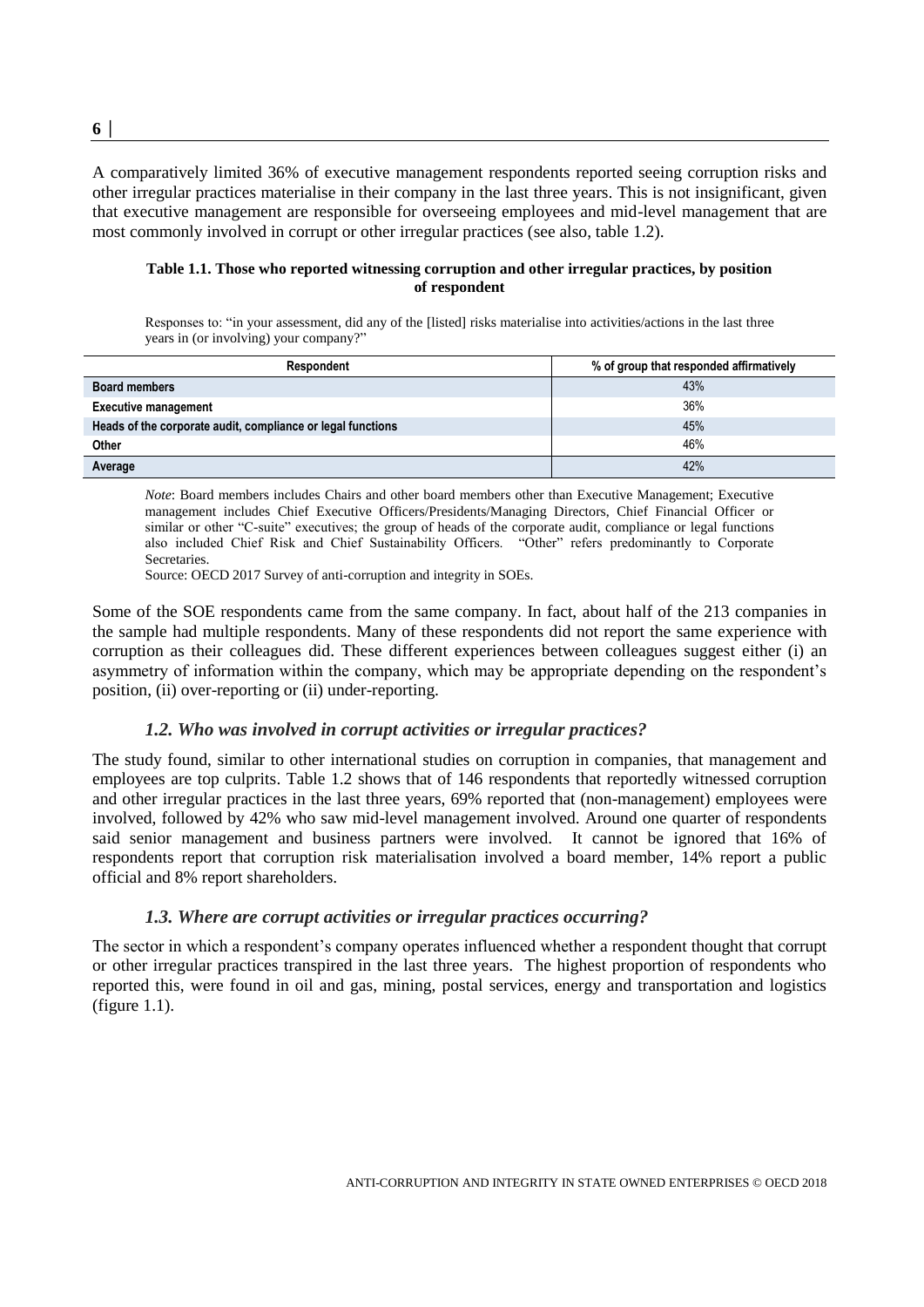A comparatively limited 36% of executive management respondents reported seeing corruption risks and other irregular practices materialise in their company in the last three years. This is not insignificant, given that executive management are responsible for overseeing employees and mid-level management that are most commonly involved in corrupt or other irregular practices (see also, table 1.2).

**Table 1.1. Those who reported witnessing corruption and other irregular practices, by position of respondent**

Responses to: "in your assessment, did any of the [listed] risks materialise into activities/actions in the last three years in (or involving) your company?"

| Respondent | % of group that responded affirmatively |
|---|---|
| **Board members** | 43% |
| **Executive management** | 36% |
| **Heads of the corporate audit, compliance or legal functions** | 45% |
| **Other** | 46% |
| **Average** | 42% |

*Note*: Board members includes Chairs and other board members other than Executive Management; Executive management includes Chief Executive Officers/Presidents/Managing Directors, Chief Financial Officer or similar or other "C-suite" executives; the group of heads of the corporate audit, compliance or legal functions also included Chief Risk and Chief Sustainability Officers. "Other" refers predominantly to Corporate Secretaries.

Source: OECD 2017 Survey of anti-corruption and integrity in SOEs.

Some of the SOE respondents came from the same company. In fact, about half of the 213 companies in the sample had multiple respondents. Many of these respondents did not report the same experience with corruption as their colleagues did. These different experiences between colleagues suggest either (i) an asymmetry of information within the company, which may be appropriate depending on the respondent's position, (ii) over-reporting or (ii) under-reporting.

### *1.2. Who was involved in corrupt activities or irregular practices?*

The study found, similar to other international studies on corruption in companies, that management and employees are top culprits. Table 1.2 shows that of 146 respondents that reportedly witnessed corruption and other irregular practices in the last three years, 69% reported that (non-management) employees were involved, followed by 42% who saw mid-level management involved. Around one quarter of respondents said senior management and business partners were involved. It cannot be ignored that 16% of respondents report that corruption risk materialisation involved a board member, 14% report a public official and 8% report shareholders.

### *1.3. Where are corrupt activities or irregular practices occurring?*

The sector in which a respondent's company operates influenced whether a respondent thought that corrupt or other irregular practices transpired in the last three years. The highest proportion of respondents who reported this, were found in oil and gas, mining, postal services, energy and transportation and logistics (figure 1.1).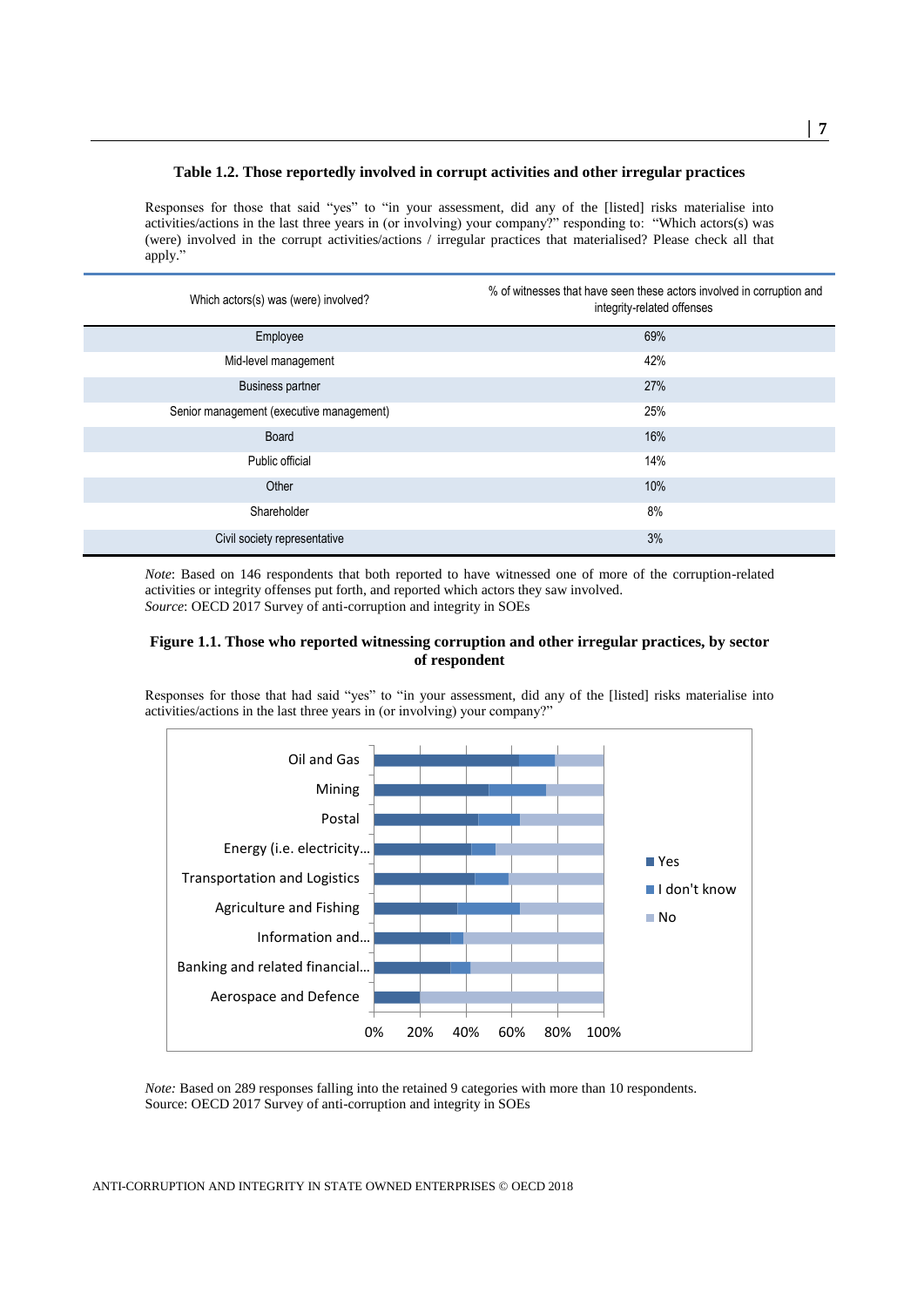**Table 1.2. Those reportedly involved in corrupt activities and other irregular practices**

Responses for those that said "yes" to "in your assessment, did any of the [listed] risks materialise into activities/actions in the last three years in (or involving) your company?" responding to: "Which actors(s) was (were) involved in the corrupt activities/actions / irregular practices that materialised? Please check all that apply."

| Which actors(s) was (were) involved? | % of witnesses that have seen these actors involved in corruption and integrity-related offenses |
|---|---|
| Employee | 69% |
| Mid-level management | 42% |
| Business partner | 27% |
| Senior management (executive management) | 25% |
| Board | 16% |
| Public official | 14% |
| Other | 10% |
| Shareholder | 8% |
| Civil society representative | 3% |

*Note*: Based on 146 respondents that both reported to have witnessed one of more of the corruption-related activities or integrity offenses put forth, and reported which actors they saw involved.
*Source*: OECD 2017 Survey of anti-corruption and integrity in SOEs

**Figure 1.1. Those who reported witnessing corruption and other irregular practices, by sector of respondent**

Responses for those that had said "yes" to "in your assessment, did any of the [listed] risks materialise into activities/actions in the last three years in (or involving) your company?"

*Note:* Based on 289 responses falling into the retained 9 categories with more than 10 respondents.
Source: OECD 2017 Survey of anti-corruption and integrity in SOEs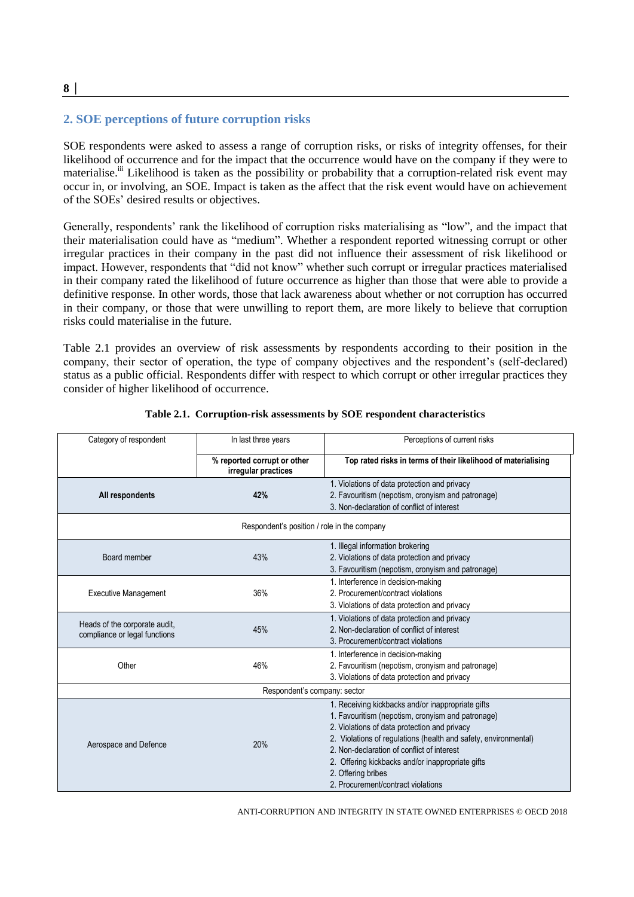## 2. SOE perceptions of future corruption risks

SOE respondents were asked to assess a range of corruption risks, or risks of integrity offenses, for their likelihood of occurrence and for the impact that the occurrence would have on the company if they were to materialise.[iii] Likelihood is taken as the possibility or probability that a corruption-related risk event may occur in, or involving, an SOE. Impact is taken as the affect that the risk event would have on achievement of the SOEs' desired results or objectives.

Generally, respondents' rank the likelihood of corruption risks materialising as "low", and the impact that their materialisation could have as "medium". Whether a respondent reported witnessing corrupt or other irregular practices in their company in the past did not influence their assessment of risk likelihood or impact. However, respondents that "did not know" whether such corrupt or irregular practices materialised in their company rated the likelihood of future occurrence as higher than those that were able to provide a definitive response. In other words, those that lack awareness about whether or not corruption has occurred in their company, or those that were unwilling to report them, are more likely to believe that corruption risks could materialise in the future.

Table 2.1 provides an overview of risk assessments by respondents according to their position in the company, their sector of operation, the type of company objectives and the respondent's (self-declared) status as a public official. Respondents differ with respect to which corrupt or other irregular practices they consider of higher likelihood of occurrence.

**Table 2.1. Corruption-risk assessments by SOE respondent characteristics**

| Category of respondent | In last three years | Perceptions of current risks |
|---|---|---|
| | **% reported corrupt or other irregular practices** | **Top rated risks in terms of their likelihood of materialising** |
| **All respondents** | **42%** | 1. Violations of data protection and privacy<br>2. Favouritism (nepotism, cronyism and patronage)<br>3. Non-declaration of conflict of interest |
| Respondent's position / role in the company | | |
| Board member | 43% | 1. Illegal information brokering<br>2. Violations of data protection and privacy<br>3. Favouritism (nepotism, cronyism and patronage) |
| Executive Management | 36% | 1. Interference in decision-making<br>2. Procurement/contract violations<br>3. Violations of data protection and privacy |
| Heads of the corporate audit, compliance or legal functions | 45% | 1. Violations of data protection and privacy<br>2. Non-declaration of conflict of interest<br>3. Procurement/contract violations |
| Other | 46% | 1. Interference in decision-making<br>2. Favouritism (nepotism, cronyism and patronage)<br>3. Violations of data protection and privacy |
| Respondent's company: sector | | |
| Aerospace and Defence | 20% | 1. Receiving kickbacks and/or inappropriate gifts<br>1. Favouritism (nepotism, cronyism and patronage)<br>2. Violations of data protection and privacy<br>2. Violations of regulations (health and safety, environmental)<br>2. Non-declaration of conflict of interest<br>2. Offering kickbacks and/or inappropriate gifts<br>2. Offering bribes<br>2. Procurement/contract violations |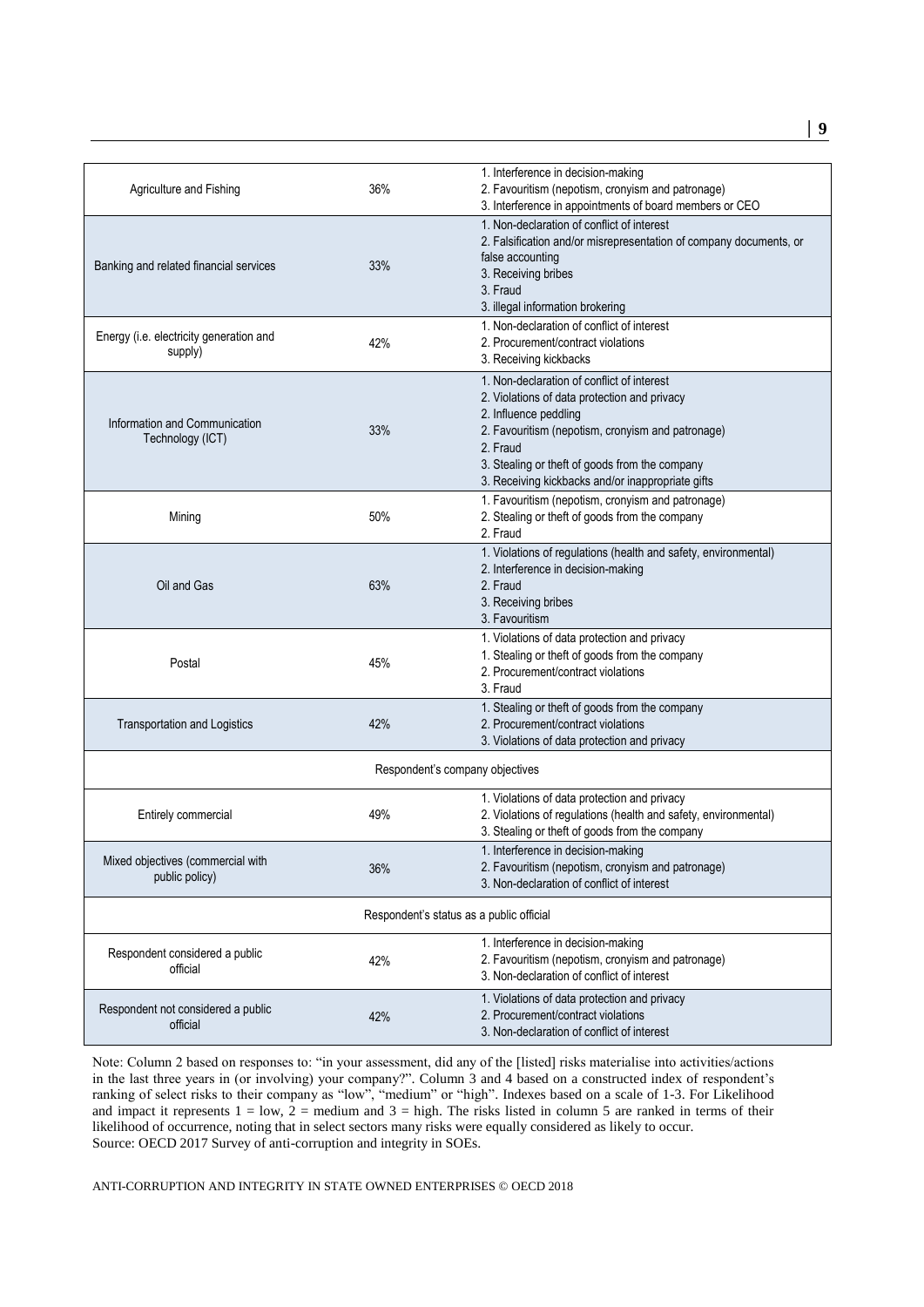| | | |
|---|---|---|
| Agriculture and Fishing | 36% | 1. Interference in decision-making<br>2. Favouritism (nepotism, cronyism and patronage)<br>3. Interference in appointments of board members or CEO |
| Banking and related financial services | 33% | 1. Non-declaration of conflict of interest<br>2. Falsification and/or misrepresentation of company documents, or false accounting<br>3. Receiving bribes<br>3. Fraud<br>3. illegal information brokering |
| Energy (i.e. electricity generation and supply) | 42% | 1. Non-declaration of conflict of interest<br>2. Procurement/contract violations<br>3. Receiving kickbacks |
| Information and Communication Technology (ICT) | 33% | 1. Non-declaration of conflict of interest<br>2. Violations of data protection and privacy<br>2. Influence peddling<br>2. Favouritism (nepotism, cronyism and patronage)<br>2. Fraud<br>3. Stealing or theft of goods from the company<br>3. Receiving kickbacks and/or inappropriate gifts |
| Mining | 50% | 1. Favouritism (nepotism, cronyism and patronage)<br>2. Stealing or theft of goods from the company<br>2. Fraud |
| Oil and Gas | 63% | 1. Violations of regulations (health and safety, environmental)<br>2. Interference in decision-making<br>2. Fraud<br>3. Receiving bribes<br>3. Favouritism |
| Postal | 45% | 1. Violations of data protection and privacy<br>1. Stealing or theft of goods from the company<br>2. Procurement/contract violations<br>3. Fraud |
| Transportation and Logistics | 42% | 1. Stealing or theft of goods from the company<br>2. Procurement/contract violations<br>3. Violations of data protection and privacy |
| Respondent's company objectives | | |
| Entirely commercial | 49% | 1. Violations of data protection and privacy<br>2. Violations of regulations (health and safety, environmental)<br>3. Stealing or theft of goods from the company |
| Mixed objectives (commercial with public policy) | 36% | 1. Interference in decision-making<br>2. Favouritism (nepotism, cronyism and patronage)<br>3. Non-declaration of conflict of interest |
| Respondent's status as a public official | | |
| Respondent considered a public official | 42% | 1. Interference in decision-making<br>2. Favouritism (nepotism, cronyism and patronage)<br>3. Non-declaration of conflict of interest |
| Respondent not considered a public official | 42% | 1. Violations of data protection and privacy<br>2. Procurement/contract violations<br>3. Non-declaration of conflict of interest |

Note: Column 2 based on responses to: "in your assessment, did any of the [listed] risks materialise into activities/actions in the last three years in (or involving) your company?". Column 3 and 4 based on a constructed index of respondent's ranking of select risks to their company as "low", "medium" or "high". Indexes based on a scale of 1-3. For Likelihood and impact it represents 1 = low, 2 = medium and 3 = high. The risks listed in column 5 are ranked in terms of their likelihood of occurrence, noting that in select sectors many risks were equally considered as likely to occur.
Source: OECD 2017 Survey of anti-corruption and integrity in SOEs.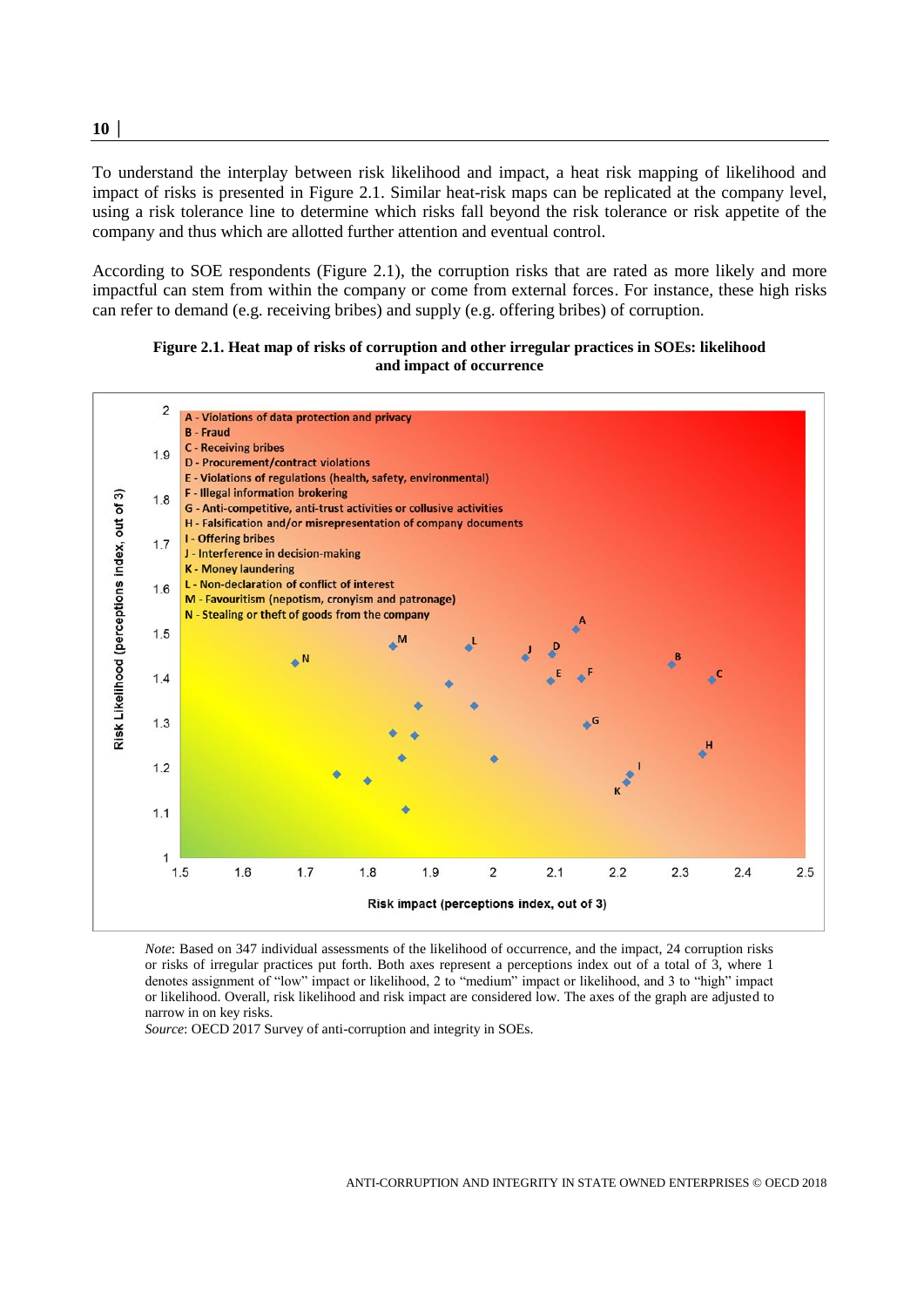To understand the interplay between risk likelihood and impact, a heat risk mapping of likelihood and impact of risks is presented in Figure 2.1. Similar heat-risk maps can be replicated at the company level, using a risk tolerance line to determine which risks fall beyond the risk tolerance or risk appetite of the company and thus which are allotted further attention and eventual control.

According to SOE respondents (Figure 2.1), the corruption risks that are rated as more likely and more impactful can stem from within the company or come from external forces. For instance, these high risks can refer to demand (e.g. receiving bribes) and supply (e.g. offering bribes) of corruption.

**Figure 2.1. Heat map of risks of corruption and other irregular practices in SOEs: likelihood and impact of occurrence**

A - Violations of data protection and privacy
B - Fraud
C - Receiving bribes
D - Procurement/contract violations
E - Violations of regulations (health, safety, environmental)
F - Illegal information brokering
G - Anti-competitive, anti-trust activities or collusive activities
H - Falsification and/or misrepresentation of company documents
I - Offering bribes
J - Interference in decision-making
K - Money laundering
L - Non-declaration of conflict of interest
M - Favouritism (nepotism, cronyism and patronage)
N - Stealing or theft of goods from the company

Risk Likelihood (perceptions index, out of 3)

Risk impact (perceptions index, out of 3)

*Note*: Based on 347 individual assessments of the likelihood of occurrence, and the impact, 24 corruption risks or risks of irregular practices put forth. Both axes represent a perceptions index out of a total of 3, where 1 denotes assignment of "low" impact or likelihood, 2 to "medium" impact or likelihood, and 3 to "high" impact or likelihood. Overall, risk likelihood and risk impact are considered low. The axes of the graph are adjusted to narrow in on key risks.

*Source*: OECD 2017 Survey of anti-corruption and integrity in SOEs.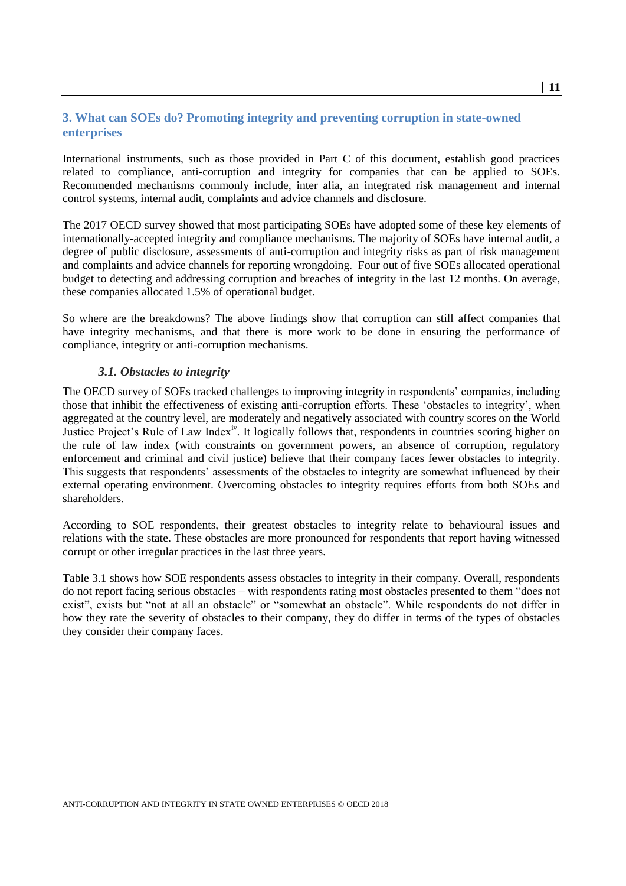## 3. What can SOEs do? Promoting integrity and preventing corruption in state-owned enterprises

International instruments, such as those provided in Part C of this document, establish good practices related to compliance, anti-corruption and integrity for companies that can be applied to SOEs. Recommended mechanisms commonly include, inter alia, an integrated risk management and internal control systems, internal audit, complaints and advice channels and disclosure.

The 2017 OECD survey showed that most participating SOEs have adopted some of these key elements of internationally-accepted integrity and compliance mechanisms. The majority of SOEs have internal audit, a degree of public disclosure, assessments of anti-corruption and integrity risks as part of risk management and complaints and advice channels for reporting wrongdoing. Four out of five SOEs allocated operational budget to detecting and addressing corruption and breaches of integrity in the last 12 months. On average, these companies allocated 1.5% of operational budget.

So where are the breakdowns? The above findings show that corruption can still affect companies that have integrity mechanisms, and that there is more work to be done in ensuring the performance of compliance, integrity or anti-corruption mechanisms.

### *3.1. Obstacles to integrity*

The OECD survey of SOEs tracked challenges to improving integrity in respondents' companies, including those that inhibit the effectiveness of existing anti-corruption efforts. These 'obstacles to integrity', when aggregated at the country level, are moderately and negatively associated with country scores on the World Justice Project's Rule of Law Index[iv]. It logically follows that, respondents in countries scoring higher on the rule of law index (with constraints on government powers, an absence of corruption, regulatory enforcement and criminal and civil justice) believe that their company faces fewer obstacles to integrity. This suggests that respondents' assessments of the obstacles to integrity are somewhat influenced by their external operating environment. Overcoming obstacles to integrity requires efforts from both SOEs and shareholders.

According to SOE respondents, their greatest obstacles to integrity relate to behavioural issues and relations with the state. These obstacles are more pronounced for respondents that report having witnessed corrupt or other irregular practices in the last three years.

Table 3.1 shows how SOE respondents assess obstacles to integrity in their company. Overall, respondents do not report facing serious obstacles – with respondents rating most obstacles presented to them "does not exist", exists but "not at all an obstacle" or "somewhat an obstacle". While respondents do not differ in how they rate the severity of obstacles to their company, they do differ in terms of the types of obstacles they consider their company faces.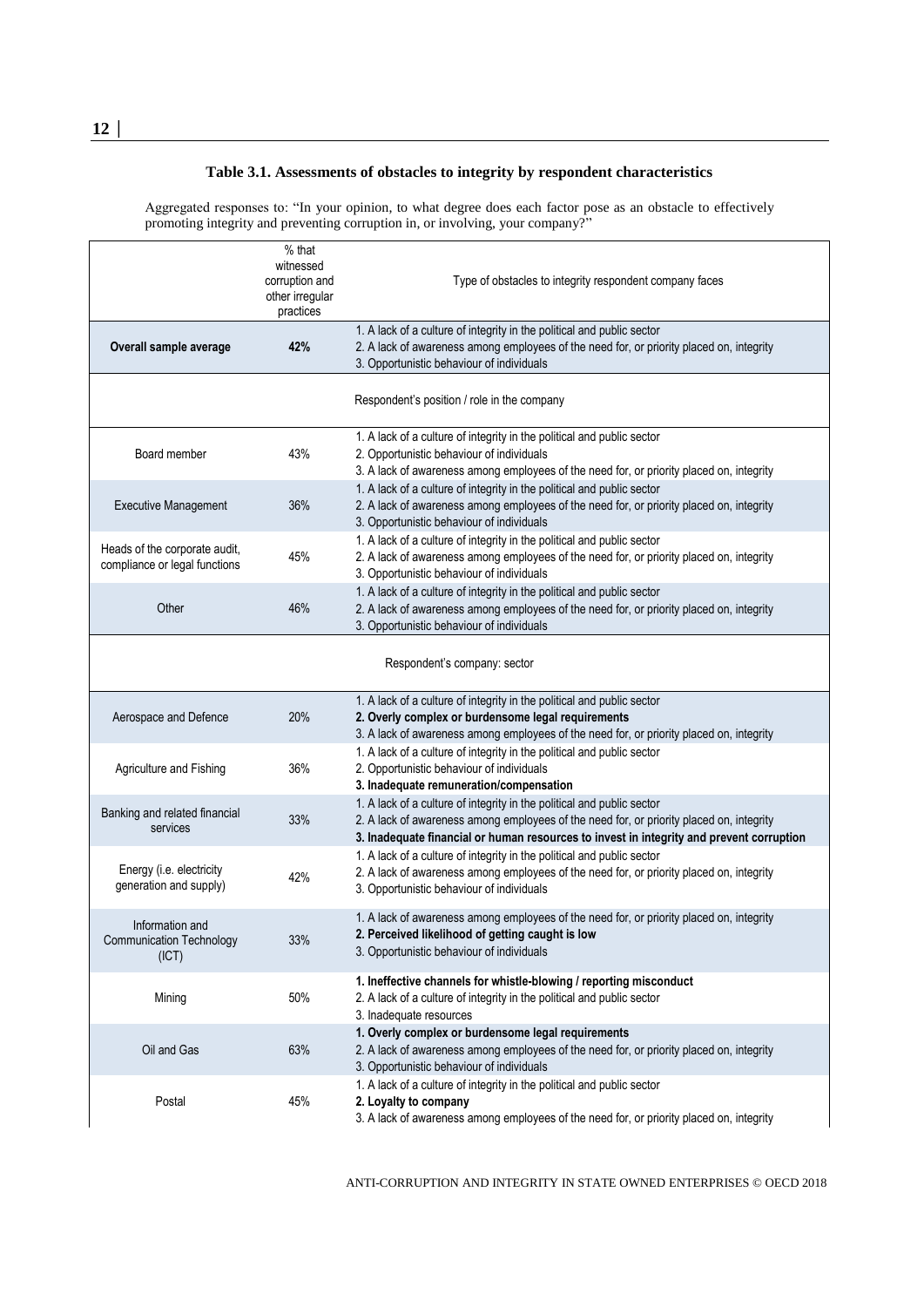**Table 3.1. Assessments of obstacles to integrity by respondent characteristics**

Aggregated responses to: "In your opinion, to what degree does each factor pose as an obstacle to effectively promoting integrity and preventing corruption in, or involving, your company?"

| | % that witnessed corruption and other irregular practices | Type of obstacles to integrity respondent company faces |
|---|---|---|
| **Overall sample average** | **42%** | 1. A lack of a culture of integrity in the political and public sector<br>2. A lack of awareness among employees of the need for, or priority placed on, integrity<br>3. Opportunistic behaviour of individuals |
| | | Respondent's position / role in the company |
| Board member | 43% | 1. A lack of a culture of integrity in the political and public sector<br>2. Opportunistic behaviour of individuals<br>3. A lack of awareness among employees of the need for, or priority placed on, integrity |
| Executive Management | 36% | 1. A lack of a culture of integrity in the political and public sector<br>2. A lack of awareness among employees of the need for, or priority placed on, integrity<br>3. Opportunistic behaviour of individuals |
| Heads of the corporate audit, compliance or legal functions | 45% | 1. A lack of a culture of integrity in the political and public sector<br>2. A lack of awareness among employees of the need for, or priority placed on, integrity<br>3. Opportunistic behaviour of individuals |
| Other | 46% | 1. A lack of a culture of integrity in the political and public sector<br>2. A lack of awareness among employees of the need for, or priority placed on, integrity<br>3. Opportunistic behaviour of individuals |
| | | Respondent's company: sector |
| Aerospace and Defence | 20% | 1. A lack of a culture of integrity in the political and public sector<br>**2. Overly complex or burdensome legal requirements**<br>3. A lack of awareness among employees of the need for, or priority placed on, integrity |
| Agriculture and Fishing | 36% | 1. A lack of a culture of integrity in the political and public sector<br>2. Opportunistic behaviour of individuals<br>**3. Inadequate remuneration/compensation** |
| Banking and related financial services | 33% | 1. A lack of a culture of integrity in the political and public sector<br>2. A lack of awareness among employees of the need for, or priority placed on, integrity<br>**3. Inadequate financial or human resources to invest in integrity and prevent corruption** |
| Energy (i.e. electricity generation and supply) | 42% | 1. A lack of a culture of integrity in the political and public sector<br>2. A lack of awareness among employees of the need for, or priority placed on, integrity<br>3. Opportunistic behaviour of individuals |
| Information and Communication Technology (ICT) | 33% | 1. A lack of awareness among employees of the need for, or priority placed on, integrity<br>**2. Perceived likelihood of getting caught is low**<br>3. Opportunistic behaviour of individuals |
| Mining | 50% | **1. Ineffective channels for whistle-blowing / reporting misconduct**<br>2. A lack of a culture of integrity in the political and public sector<br>3. Inadequate resources |
| Oil and Gas | 63% | **1. Overly complex or burdensome legal requirements**<br>2. A lack of awareness among employees of the need for, or priority placed on, integrity<br>3. Opportunistic behaviour of individuals |
| Postal | 45% | 1. A lack of a culture of integrity in the political and public sector<br>**2. Loyalty to company**<br>3. A lack of awareness among employees of the need for, or priority placed on, integrity |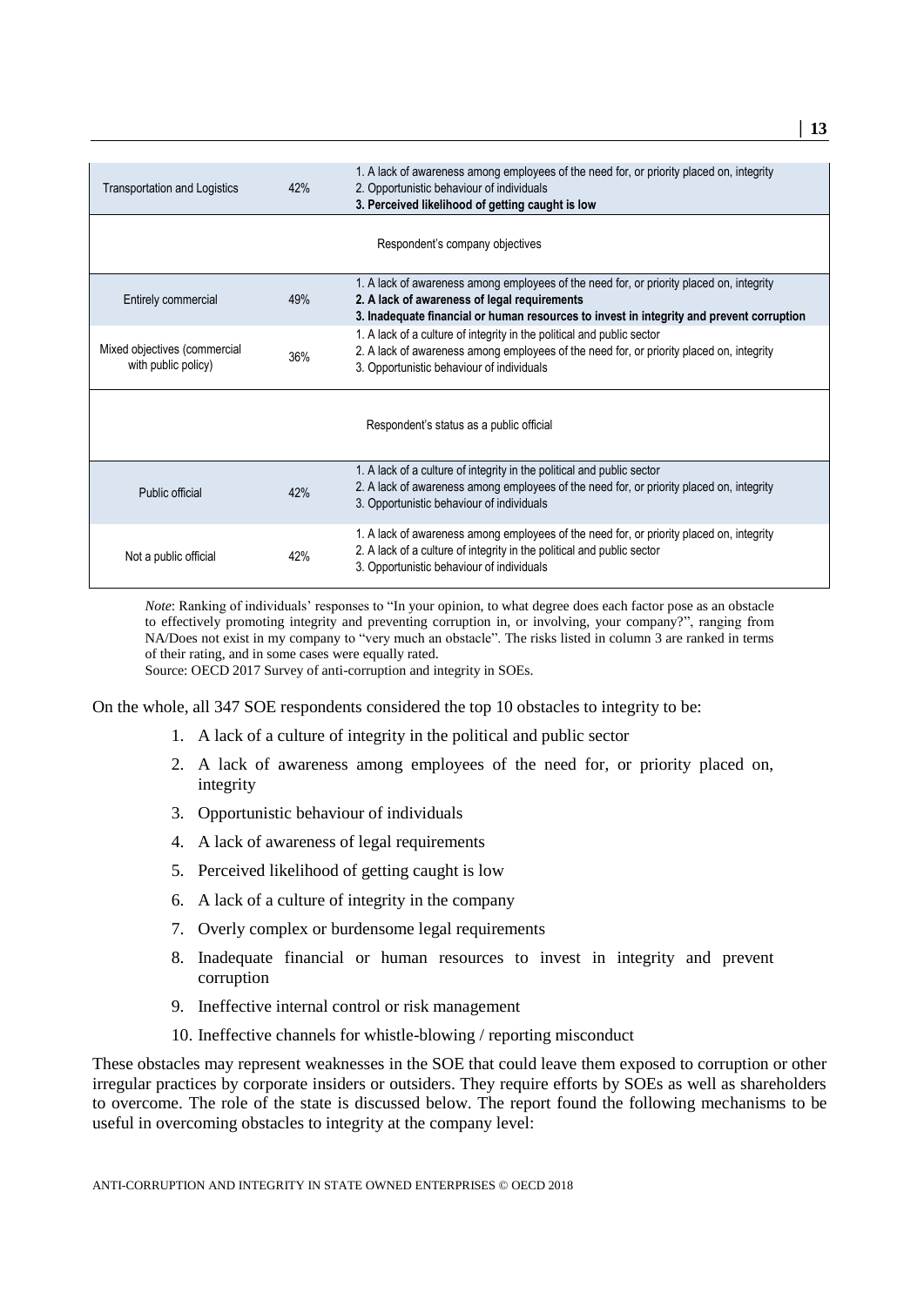| | | |
|---|---|---|
| Transportation and Logistics | 42% | 1. A lack of awareness among employees of the need for, or priority placed on, integrity<br>2. Opportunistic behaviour of individuals<br>**3. Perceived likelihood of getting caught is low** |
| Respondent's company objectives | | |
| Entirely commercial | 49% | 1. A lack of awareness among employees of the need for, or priority placed on, integrity<br>**2. A lack of awareness of legal requirements**<br>**3. Inadequate financial or human resources to invest in integrity and prevent corruption** |
| Mixed objectives (commercial with public policy) | 36% | 1. A lack of a culture of integrity in the political and public sector<br>2. A lack of awareness among employees of the need for, or priority placed on, integrity<br>3. Opportunistic behaviour of individuals |
| Respondent's status as a public official | | |
| Public official | 42% | 1. A lack of a culture of integrity in the political and public sector<br>2. A lack of awareness among employees of the need for, or priority placed on, integrity<br>3. Opportunistic behaviour of individuals |
| Not a public official | 42% | 1. A lack of awareness among employees of the need for, or priority placed on, integrity<br>2. A lack of a culture of integrity in the political and public sector<br>3. Opportunistic behaviour of individuals |

*Note*: Ranking of individuals' responses to "In your opinion, to what degree does each factor pose as an obstacle to effectively promoting integrity and preventing corruption in, or involving, your company?", ranging from NA/Does not exist in my company to "very much an obstacle". The risks listed in column 3 are ranked in terms of their rating, and in some cases were equally rated.

Source: OECD 2017 Survey of anti-corruption and integrity in SOEs.

On the whole, all 347 SOE respondents considered the top 10 obstacles to integrity to be:

1. A lack of a culture of integrity in the political and public sector
2. A lack of awareness among employees of the need for, or priority placed on, integrity
3. Opportunistic behaviour of individuals
4. A lack of awareness of legal requirements
5. Perceived likelihood of getting caught is low
6. A lack of a culture of integrity in the company
7. Overly complex or burdensome legal requirements
8. Inadequate financial or human resources to invest in integrity and prevent corruption
9. Ineffective internal control or risk management
10. Ineffective channels for whistle-blowing / reporting misconduct

These obstacles may represent weaknesses in the SOE that could leave them exposed to corruption or other irregular practices by corporate insiders or outsiders. They require efforts by SOEs as well as shareholders to overcome. The role of the state is discussed below. The report found the following mechanisms to be useful in overcoming obstacles to integrity at the company level: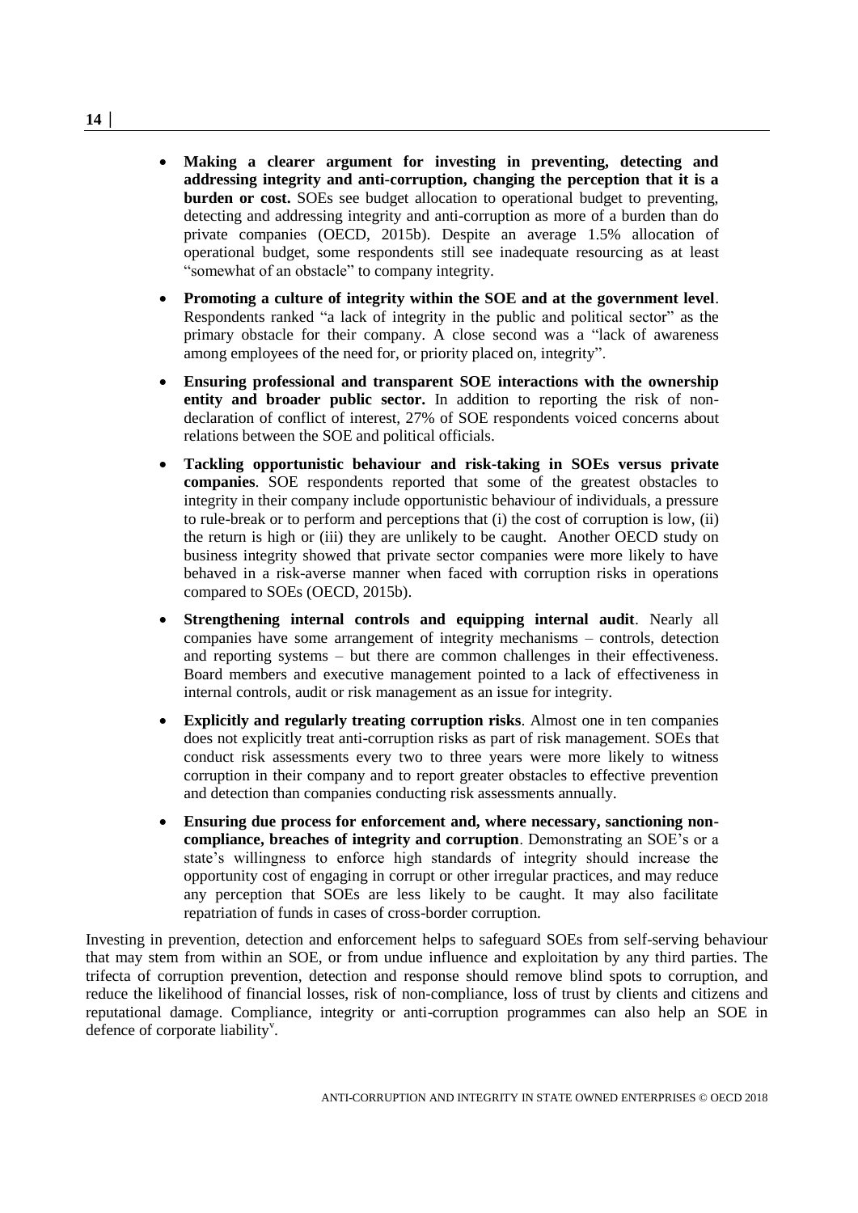- **Making a clearer argument for investing in preventing, detecting and addressing integrity and anti-corruption, changing the perception that it is a burden or cost.** SOEs see budget allocation to operational budget to preventing, detecting and addressing integrity and anti-corruption as more of a burden than do private companies (OECD, 2015b). Despite an average 1.5% allocation of operational budget, some respondents still see inadequate resourcing as at least "somewhat of an obstacle" to company integrity.
- **Promoting a culture of integrity within the SOE and at the government level**. Respondents ranked "a lack of integrity in the public and political sector" as the primary obstacle for their company. A close second was a "lack of awareness among employees of the need for, or priority placed on, integrity".
- **Ensuring professional and transparent SOE interactions with the ownership entity and broader public sector.** In addition to reporting the risk of non-declaration of conflict of interest, 27% of SOE respondents voiced concerns about relations between the SOE and political officials.
- **Tackling opportunistic behaviour and risk-taking in SOEs versus private companies**. SOE respondents reported that some of the greatest obstacles to integrity in their company include opportunistic behaviour of individuals, a pressure to rule-break or to perform and perceptions that (i) the cost of corruption is low, (ii) the return is high or (iii) they are unlikely to be caught. Another OECD study on business integrity showed that private sector companies were more likely to have behaved in a risk-averse manner when faced with corruption risks in operations compared to SOEs (OECD, 2015b).
- **Strengthening internal controls and equipping internal audit**. Nearly all companies have some arrangement of integrity mechanisms – controls, detection and reporting systems – but there are common challenges in their effectiveness. Board members and executive management pointed to a lack of effectiveness in internal controls, audit or risk management as an issue for integrity.
- **Explicitly and regularly treating corruption risks**. Almost one in ten companies does not explicitly treat anti-corruption risks as part of risk management. SOEs that conduct risk assessments every two to three years were more likely to witness corruption in their company and to report greater obstacles to effective prevention and detection than companies conducting risk assessments annually.
- **Ensuring due process for enforcement and, where necessary, sanctioning non-compliance, breaches of integrity and corruption**. Demonstrating an SOE's or a state's willingness to enforce high standards of integrity should increase the opportunity cost of engaging in corrupt or other irregular practices, and may reduce any perception that SOEs are less likely to be caught. It may also facilitate repatriation of funds in cases of cross-border corruption.

Investing in prevention, detection and enforcement helps to safeguard SOEs from self-serving behaviour that may stem from within an SOE, or from undue influence and exploitation by any third parties. The trifecta of corruption prevention, detection and response should remove blind spots to corruption, and reduce the likelihood of financial losses, risk of non-compliance, loss of trust by clients and citizens and reputational damage. Compliance, integrity or anti-corruption programmes can also help an SOE in defence of corporate liability[v].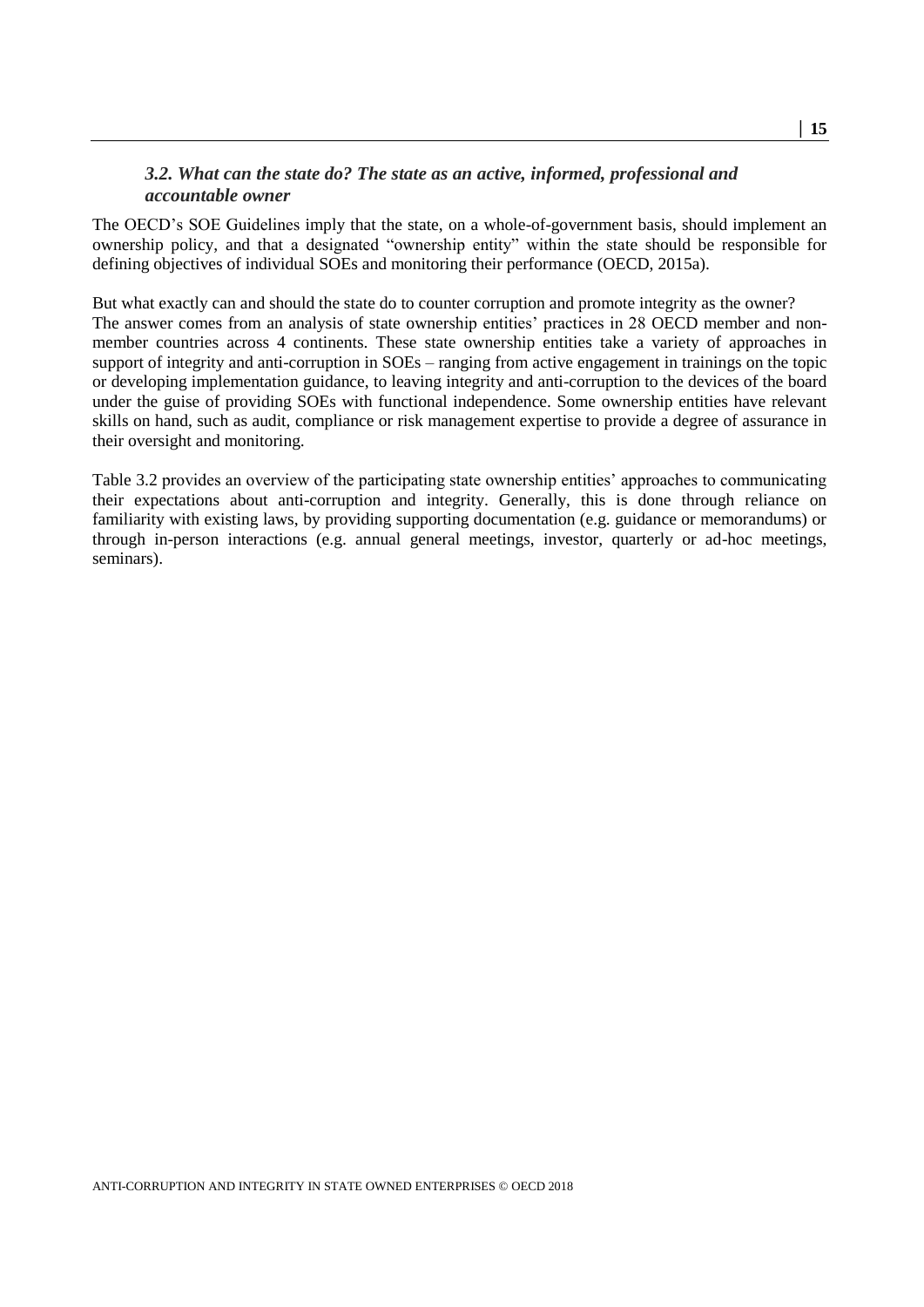### *3.2. What can the state do? The state as an active, informed, professional and accountable owner*

The OECD's SOE Guidelines imply that the state, on a whole-of-government basis, should implement an ownership policy, and that a designated "ownership entity" within the state should be responsible for defining objectives of individual SOEs and monitoring their performance (OECD, 2015a).

But what exactly can and should the state do to counter corruption and promote integrity as the owner? The answer comes from an analysis of state ownership entities' practices in 28 OECD member and non-member countries across 4 continents. These state ownership entities take a variety of approaches in support of integrity and anti-corruption in SOEs – ranging from active engagement in trainings on the topic or developing implementation guidance, to leaving integrity and anti-corruption to the devices of the board under the guise of providing SOEs with functional independence. Some ownership entities have relevant skills on hand, such as audit, compliance or risk management expertise to provide a degree of assurance in their oversight and monitoring.

Table 3.2 provides an overview of the participating state ownership entities' approaches to communicating their expectations about anti-corruption and integrity. Generally, this is done through reliance on familiarity with existing laws, by providing supporting documentation (e.g. guidance or memorandums) or through in-person interactions (e.g. annual general meetings, investor, quarterly or ad-hoc meetings, seminars).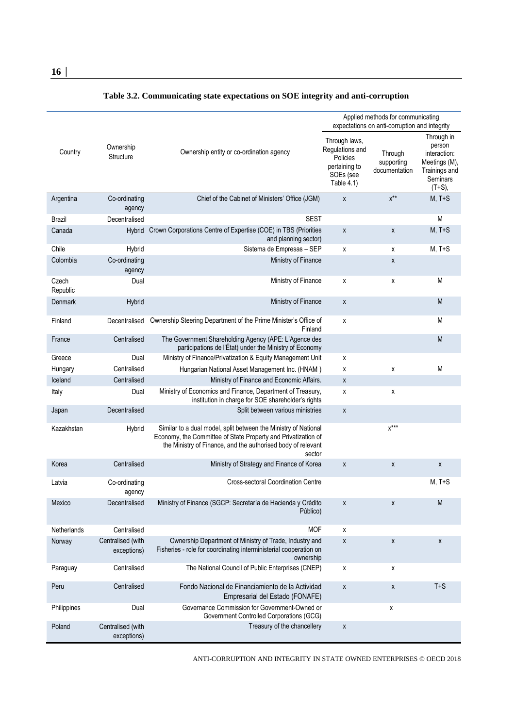**Table 3.2. Communicating state expectations on SOE integrity and anti-corruption**

| Country | Ownership Structure | Ownership entity or co-ordination agency | Applied methods for communicating expectations on anti-corruption and integrity | | |
|---|---|---|---|---|---|
| | | | Through laws, Regulations and Policies pertaining to SOEs (see Table 4.1) | Through supporting documentation | Through in person interaction: Meetings (M), Trainings and Seminars (T+S), |
| Argentina | Co-ordinating agency | Chief of the Cabinet of Ministers' Office (JGM) | x | x** | M, T+S |
| Brazil | Decentralised | SEST | | | M |
| Canada | Hybrid | Crown Corporations Centre of Expertise (COE) in TBS (Priorities and planning sector) | x | x | M, T+S |
| Chile | Hybrid | Sistema de Empresas – SEP | x | x | M, T+S |
| Colombia | Co-ordinating agency | Ministry of Finance | | x | |
| Czech Republic | Dual | Ministry of Finance | x | x | M |
| Denmark | Hybrid | Ministry of Finance | x | | M |
| Finland | Decentralised | Ownership Steering Department of the Prime Minister's Office of Finland | x | | M |
| France | Centralised | The Government Shareholding Agency (APE: L'Agence des participations de l'État) under the Ministry of Economy | | | M |
| Greece | Dual | Ministry of Finance/Privatization & Equity Management Unit | x | | |
| Hungary | Centralised | Hungarian National Asset Management Inc. (HNAM ) | x | x | M |
| Iceland | Centralised | Ministry of Finance and Economic Affairs. | x | | |
| Italy | Dual | Ministry of Economics and Finance, Department of Treasury, institution in charge for SOE shareholder's rights | x | x | |
| Japan | Decentralised | Split between various ministries | x | | |
| Kazakhstan | Hybrid | Similar to a dual model, split between the Ministry of National Economy, the Committee of State Property and Privatization of the Ministry of Finance, and the authorised body of relevant sector | | x*** | |
| Korea | Centralised | Ministry of Strategy and Finance of Korea | x | x | x |
| Latvia | Co-ordinating agency | Cross-sectoral Coordination Centre | | | M, T+S |
| Mexico | Decentralised | Ministry of Finance (SGCP: Secretaría de Hacienda y Crédito Público) | x | x | M |
| Netherlands | Centralised | MOF | x | | |
| Norway | Centralised (with exceptions) | Ownership Department of Ministry of Trade, Industry and Fisheries - role for coordinating interministerial cooperation on ownership | x | x | x |
| Paraguay | Centralised | The National Council of Public Enterprises (CNEP) | x | x | |
| Peru | Centralised | Fondo Nacional de Financiamiento de la Actividad Empresarial del Estado (FONAFE) | x | x | T+S |
| Philippines | Dual | Governance Commission for Government-Owned or Government Controlled Corporations (GCG) | | x | |
| Poland | Centralised (with exceptions) | Treasury of the chancellery | x | | |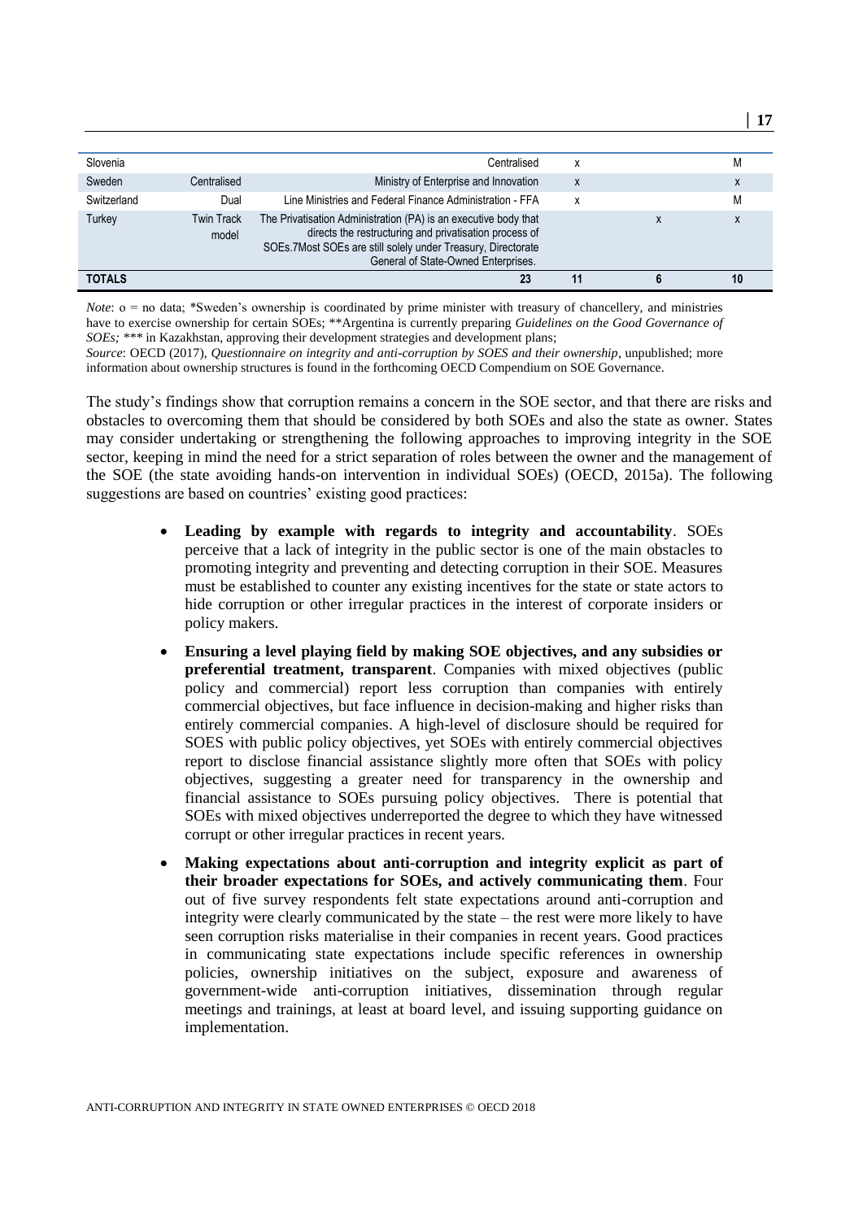| | | | | | |
|---|---|---|---|---|---|
| Slovenia | | Centralised | x | | M |
| Sweden | Centralised | Ministry of Enterprise and Innovation | x | | x |
| Switzerland | Dual | Line Ministries and Federal Finance Administration - FFA | x | | M |
| Turkey | Twin Track model | The Privatisation Administration (PA) is an executive body that directs the restructuring and privatisation process of SOEs.7Most SOEs are still solely under Treasury, Directorate General of State-Owned Enterprises. | | x | x |
| **TOTALS** | | **23** | **11** | **6** | **10** |

*Note*: o = no data; *Sweden's ownership is coordinated by prime minister with treasury of chancellery, and ministries have to exercise ownership for certain SOEs; **Argentina is currently preparing *Guidelines on the Good Governance of SOEs;* *** in Kazakhstan, approving their development strategies and development plans;

*Source*: OECD (2017), *Questionnaire on integrity and anti-corruption by SOES and their ownership*, unpublished; more information about ownership structures is found in the forthcoming OECD Compendium on SOE Governance.

The study's findings show that corruption remains a concern in the SOE sector, and that there are risks and obstacles to overcoming them that should be considered by both SOEs and also the state as owner. States may consider undertaking or strengthening the following approaches to improving integrity in the SOE sector, keeping in mind the need for a strict separation of roles between the owner and the management of the SOE (the state avoiding hands-on intervention in individual SOEs) (OECD, 2015a). The following suggestions are based on countries' existing good practices:

- **Leading by example with regards to integrity and accountability**. SOEs perceive that a lack of integrity in the public sector is one of the main obstacles to promoting integrity and preventing and detecting corruption in their SOE. Measures must be established to counter any existing incentives for the state or state actors to hide corruption or other irregular practices in the interest of corporate insiders or policy makers.
- **Ensuring a level playing field by making SOE objectives, and any subsidies or preferential treatment, transparent**. Companies with mixed objectives (public policy and commercial) report less corruption than companies with entirely commercial objectives, but face influence in decision-making and higher risks than entirely commercial companies. A high-level of disclosure should be required for SOES with public policy objectives, yet SOEs with entirely commercial objectives report to disclose financial assistance slightly more often that SOEs with policy objectives, suggesting a greater need for transparency in the ownership and financial assistance to SOEs pursuing policy objectives. There is potential that SOEs with mixed objectives underreported the degree to which they have witnessed corrupt or other irregular practices in recent years.
- **Making expectations about anti-corruption and integrity explicit as part of their broader expectations for SOEs, and actively communicating them**. Four out of five survey respondents felt state expectations around anti-corruption and integrity were clearly communicated by the state – the rest were more likely to have seen corruption risks materialise in their companies in recent years. Good practices in communicating state expectations include specific references in ownership policies, ownership initiatives on the subject, exposure and awareness of government-wide anti-corruption initiatives, dissemination through regular meetings and trainings, at least at board level, and issuing supporting guidance on implementation.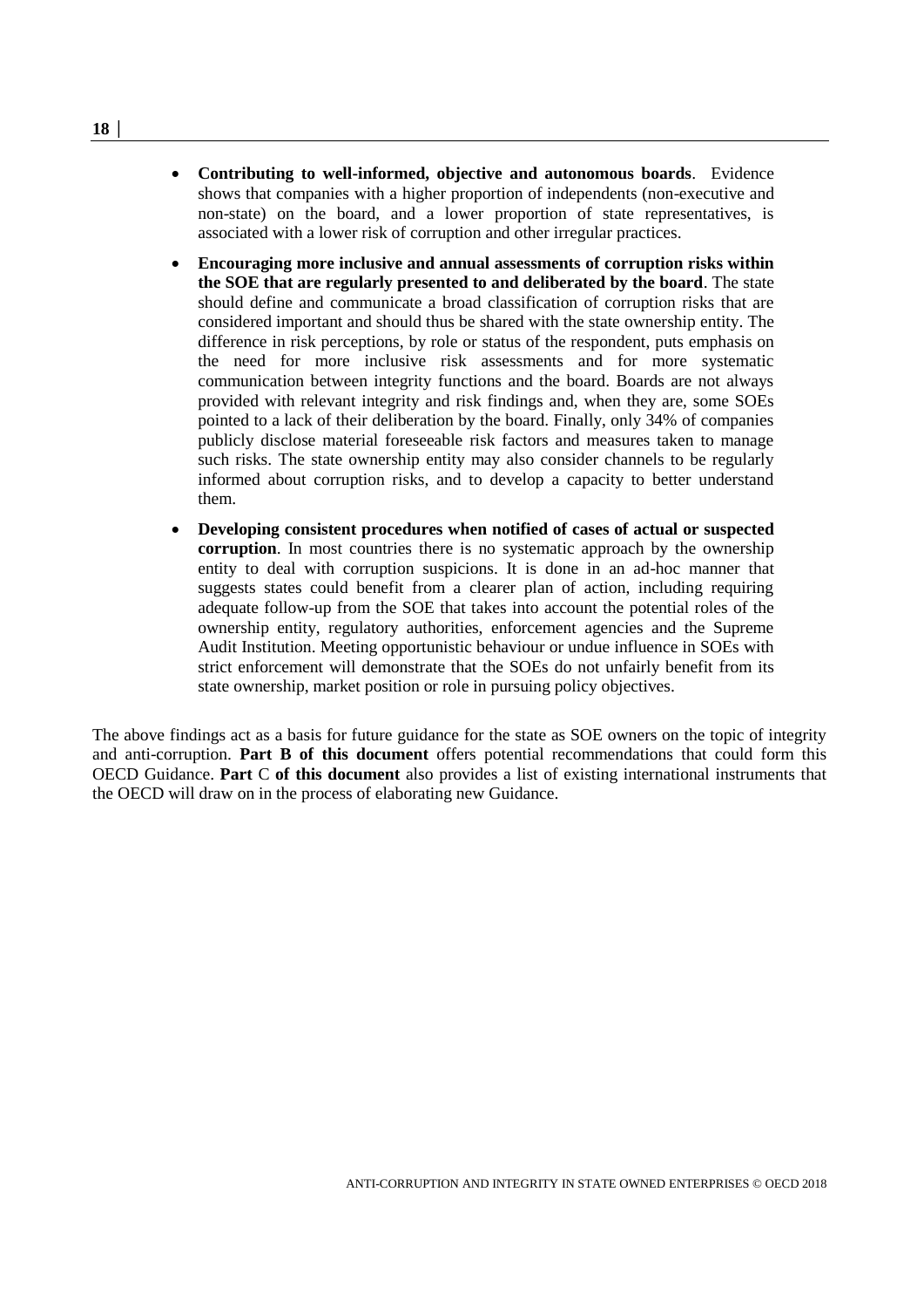- **Contributing to well-informed, objective and autonomous boards**. Evidence shows that companies with a higher proportion of independents (non-executive and non-state) on the board, and a lower proportion of state representatives, is associated with a lower risk of corruption and other irregular practices.
- **Encouraging more inclusive and annual assessments of corruption risks within the SOE that are regularly presented to and deliberated by the board**. The state should define and communicate a broad classification of corruption risks that are considered important and should thus be shared with the state ownership entity. The difference in risk perceptions, by role or status of the respondent, puts emphasis on the need for more inclusive risk assessments and for more systematic communication between integrity functions and the board. Boards are not always provided with relevant integrity and risk findings and, when they are, some SOEs pointed to a lack of their deliberation by the board. Finally, only 34% of companies publicly disclose material foreseeable risk factors and measures taken to manage such risks. The state ownership entity may also consider channels to be regularly informed about corruption risks, and to develop a capacity to better understand them.
- **Developing consistent procedures when notified of cases of actual or suspected corruption**. In most countries there is no systematic approach by the ownership entity to deal with corruption suspicions. It is done in an ad-hoc manner that suggests states could benefit from a clearer plan of action, including requiring adequate follow-up from the SOE that takes into account the potential roles of the ownership entity, regulatory authorities, enforcement agencies and the Supreme Audit Institution. Meeting opportunistic behaviour or undue influence in SOEs with strict enforcement will demonstrate that the SOEs do not unfairly benefit from its state ownership, market position or role in pursuing policy objectives.

The above findings act as a basis for future guidance for the state as SOE owners on the topic of integrity and anti-corruption. **Part B of this document** offers potential recommendations that could form this OECD Guidance. **Part** C **of this document** also provides a list of existing international instruments that the OECD will draw on in the process of elaborating new Guidance.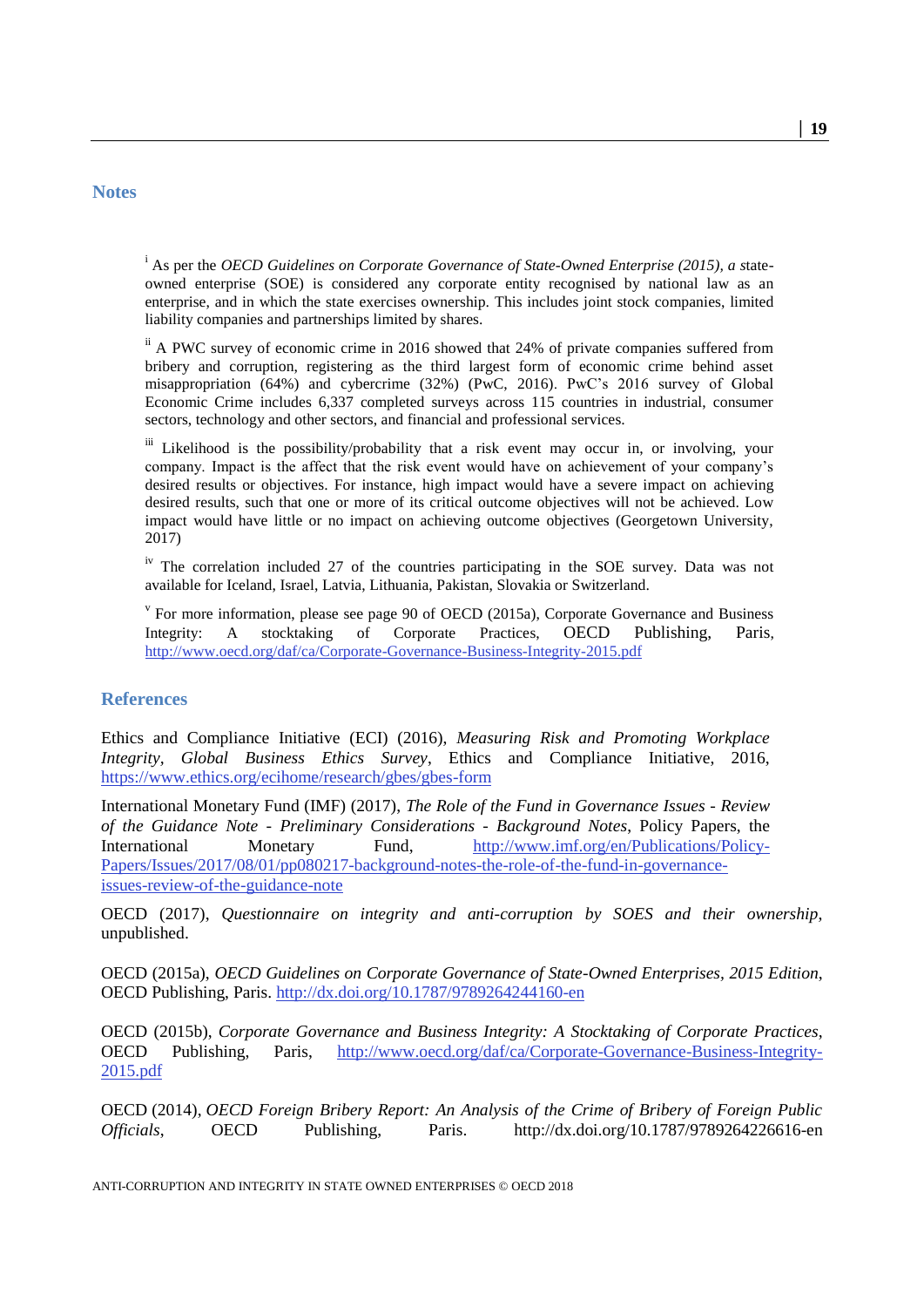## Notes

[i] As per the *OECD Guidelines on Corporate Governance of State-Owned Enterprise (2015), a* state-owned enterprise (SOE) is considered any corporate entity recognised by national law as an enterprise, and in which the state exercises ownership. This includes joint stock companies, limited liability companies and partnerships limited by shares.

[ii] A PWC survey of economic crime in 2016 showed that 24% of private companies suffered from bribery and corruption, registering as the third largest form of economic crime behind asset misappropriation (64%) and cybercrime (32%) (PwC, 2016). PwC's 2016 survey of Global Economic Crime includes 6,337 completed surveys across 115 countries in industrial, consumer sectors, technology and other sectors, and financial and professional services.

[iii] Likelihood is the possibility/probability that a risk event may occur in, or involving, your company. Impact is the affect that the risk event would have on achievement of your company's desired results or objectives. For instance, high impact would have a severe impact on achieving desired results, such that one or more of its critical outcome objectives will not be achieved. Low impact would have little or no impact on achieving outcome objectives (Georgetown University, 2017)

[iv] The correlation included 27 of the countries participating in the SOE survey. Data was not available for Iceland, Israel, Latvia, Lithuania, Pakistan, Slovakia or Switzerland.

[v] For more information, please see page 90 of OECD (2015a), Corporate Governance and Business Integrity: A stocktaking of Corporate Practices, OECD Publishing, Paris, http://www.oecd.org/daf/ca/Corporate-Governance-Business-Integrity-2015.pdf

## References

Ethics and Compliance Initiative (ECI) (2016), *Measuring Risk and Promoting Workplace Integrity, Global Business Ethics Survey*, Ethics and Compliance Initiative, 2016, https://www.ethics.org/ecihome/research/gbes/gbes-form

International Monetary Fund (IMF) (2017), *The Role of the Fund in Governance Issues - Review of the Guidance Note - Preliminary Considerations - Background Notes*, Policy Papers, the International Monetary Fund, http://www.imf.org/en/Publications/Policy-Papers/Issues/2017/08/01/pp080217-background-notes-the-role-of-the-fund-in-governance-issues-review-of-the-guidance-note

OECD (2017), *Questionnaire on integrity and anti-corruption by SOES and their ownership*, unpublished.

OECD (2015a), *OECD Guidelines on Corporate Governance of State-Owned Enterprises, 2015 Edition*, OECD Publishing, Paris. http://dx.doi.org/10.1787/9789264244160-en

OECD (2015b), *Corporate Governance and Business Integrity: A Stocktaking of Corporate Practices*, OECD Publishing, Paris, http://www.oecd.org/daf/ca/Corporate-Governance-Business-Integrity-2015.pdf

OECD (2014), *OECD Foreign Bribery Report: An Analysis of the Crime of Bribery of Foreign Public Officials*, OECD Publishing, Paris. http://dx.doi.org/10.1787/9789264226616-en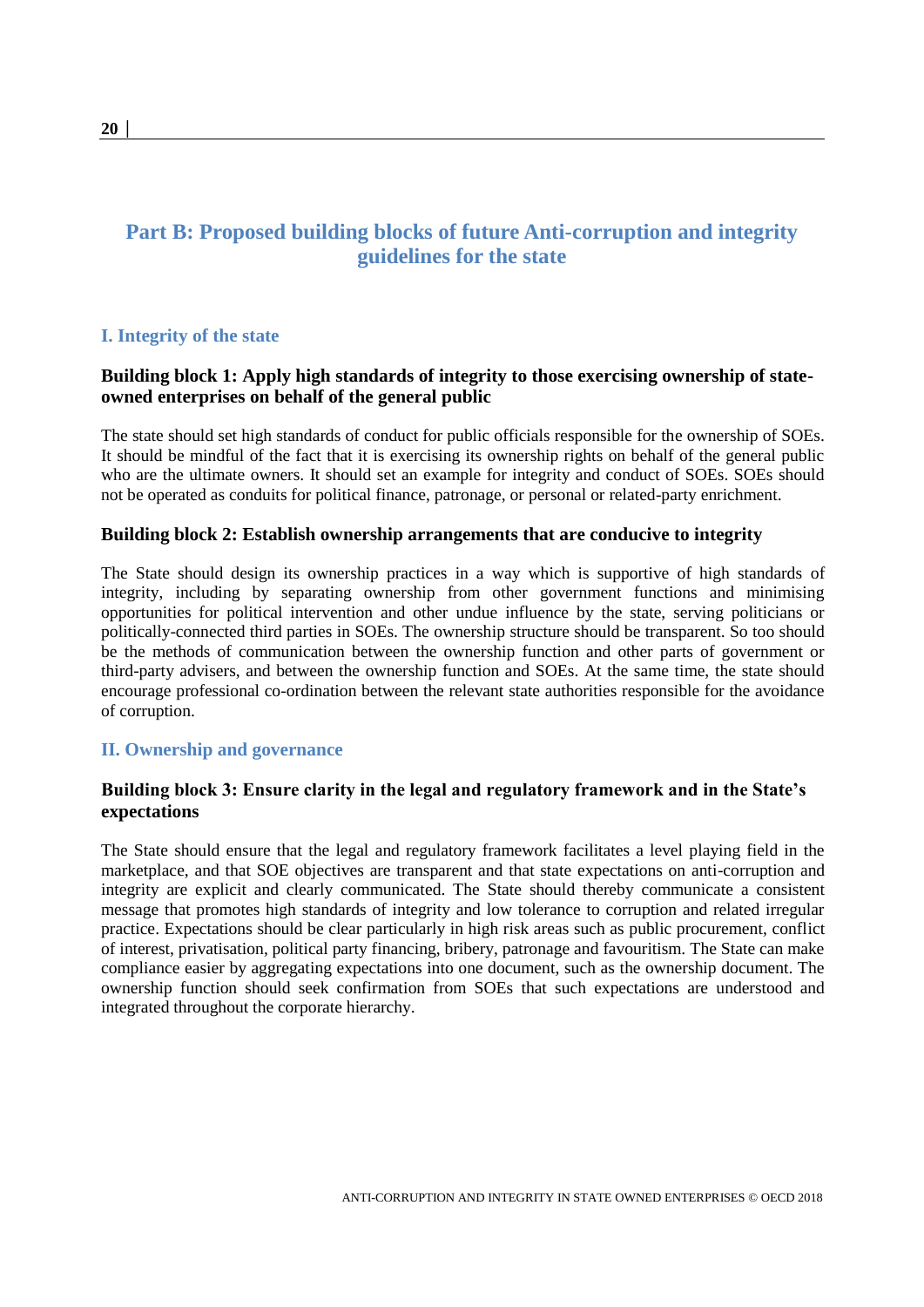# Part B: Proposed building blocks of future Anti-corruption and integrity guidelines for the state

## I. Integrity of the state

### Building block 1: Apply high standards of integrity to those exercising ownership of state-owned enterprises on behalf of the general public

The state should set high standards of conduct for public officials responsible for the ownership of SOEs. It should be mindful of the fact that it is exercising its ownership rights on behalf of the general public who are the ultimate owners. It should set an example for integrity and conduct of SOEs. SOEs should not be operated as conduits for political finance, patronage, or personal or related-party enrichment.

### Building block 2: Establish ownership arrangements that are conducive to integrity

The State should design its ownership practices in a way which is supportive of high standards of integrity, including by separating ownership from other government functions and minimising opportunities for political intervention and other undue influence by the state, serving politicians or politically-connected third parties in SOEs. The ownership structure should be transparent. So too should be the methods of communication between the ownership function and other parts of government or third-party advisers, and between the ownership function and SOEs. At the same time, the state should encourage professional co-ordination between the relevant state authorities responsible for the avoidance of corruption.

## II. Ownership and governance

### Building block 3: Ensure clarity in the legal and regulatory framework and in the State's expectations

The State should ensure that the legal and regulatory framework facilitates a level playing field in the marketplace, and that SOE objectives are transparent and that state expectations on anti-corruption and integrity are explicit and clearly communicated. The State should thereby communicate a consistent message that promotes high standards of integrity and low tolerance to corruption and related irregular practice. Expectations should be clear particularly in high risk areas such as public procurement, conflict of interest, privatisation, political party financing, bribery, patronage and favouritism. The State can make compliance easier by aggregating expectations into one document, such as the ownership document. The ownership function should seek confirmation from SOEs that such expectations are understood and integrated throughout the corporate hierarchy.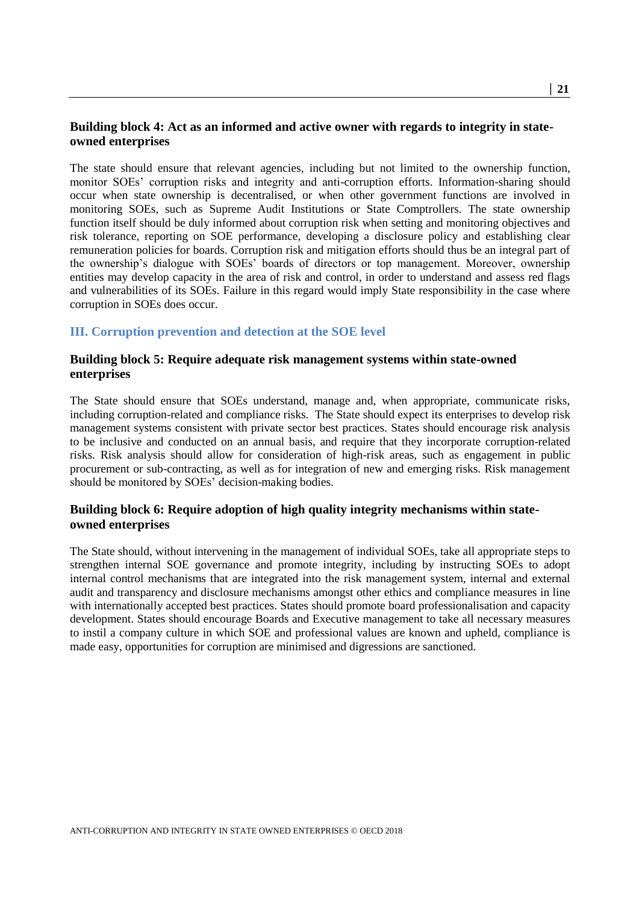### Building block 4: Act as an informed and active owner with regards to integrity in state-owned enterprises

The state should ensure that relevant agencies, including but not limited to the ownership function, monitor SOEs' corruption risks and integrity and anti-corruption efforts. Information-sharing should occur when state ownership is decentralised, or when other government functions are involved in monitoring SOEs, such as Supreme Audit Institutions or State Comptrollers. The state ownership function itself should be duly informed about corruption risk when setting and monitoring objectives and risk tolerance, reporting on SOE performance, developing a disclosure policy and establishing clear remuneration policies for boards. Corruption risk and mitigation efforts should thus be an integral part of the ownership's dialogue with SOEs' boards of directors or top management. Moreover, ownership entities may develop capacity in the area of risk and control, in order to understand and assess red flags and vulnerabilities of its SOEs. Failure in this regard would imply State responsibility in the case where corruption in SOEs does occur.

## III. Corruption prevention and detection at the SOE level

### Building block 5: Require adequate risk management systems within state-owned enterprises

The State should ensure that SOEs understand, manage and, when appropriate, communicate risks, including corruption-related and compliance risks. The State should expect its enterprises to develop risk management systems consistent with private sector best practices. States should encourage risk analysis to be inclusive and conducted on an annual basis, and require that they incorporate corruption-related risks. Risk analysis should allow for consideration of high-risk areas, such as engagement in public procurement or sub-contracting, as well as for integration of new and emerging risks. Risk management should be monitored by SOEs' decision-making bodies.

### Building block 6: Require adoption of high quality integrity mechanisms within state-owned enterprises

The State should, without intervening in the management of individual SOEs, take all appropriate steps to strengthen internal SOE governance and promote integrity, including by instructing SOEs to adopt internal control mechanisms that are integrated into the risk management system, internal and external audit and transparency and disclosure mechanisms amongst other ethics and compliance measures in line with internationally accepted best practices. States should promote board professionalisation and capacity development. States should encourage Boards and Executive management to take all necessary measures to instil a company culture in which SOE and professional values are known and upheld, compliance is made easy, opportunities for corruption are minimised and digressions are sanctioned.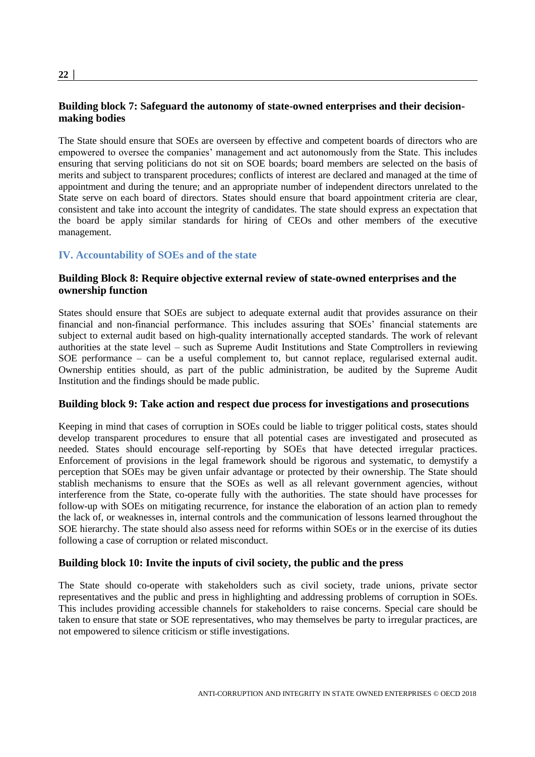### Building block 7: Safeguard the autonomy of state-owned enterprises and their decision-making bodies

The State should ensure that SOEs are overseen by effective and competent boards of directors who are empowered to oversee the companies' management and act autonomously from the State. This includes ensuring that serving politicians do not sit on SOE boards; board members are selected on the basis of merits and subject to transparent procedures; conflicts of interest are declared and managed at the time of appointment and during the tenure; and an appropriate number of independent directors unrelated to the State serve on each board of directors. States should ensure that board appointment criteria are clear, consistent and take into account the integrity of candidates. The state should express an expectation that the board be apply similar standards for hiring of CEOs and other members of the executive management.

## IV. Accountability of SOEs and of the state

### Building Block 8: Require objective external review of state-owned enterprises and the ownership function

States should ensure that SOEs are subject to adequate external audit that provides assurance on their financial and non-financial performance. This includes assuring that SOEs' financial statements are subject to external audit based on high-quality internationally accepted standards. The work of relevant authorities at the state level – such as Supreme Audit Institutions and State Comptrollers in reviewing SOE performance – can be a useful complement to, but cannot replace, regularised external audit. Ownership entities should, as part of the public administration, be audited by the Supreme Audit Institution and the findings should be made public.

### Building block 9: Take action and respect due process for investigations and prosecutions

Keeping in mind that cases of corruption in SOEs could be liable to trigger political costs, states should develop transparent procedures to ensure that all potential cases are investigated and prosecuted as needed. States should encourage self-reporting by SOEs that have detected irregular practices. Enforcement of provisions in the legal framework should be rigorous and systematic, to demystify a perception that SOEs may be given unfair advantage or protected by their ownership. The State should stablish mechanisms to ensure that the SOEs as well as all relevant government agencies, without interference from the State, co-operate fully with the authorities. The state should have processes for follow-up with SOEs on mitigating recurrence, for instance the elaboration of an action plan to remedy the lack of, or weaknesses in, internal controls and the communication of lessons learned throughout the SOE hierarchy. The state should also assess need for reforms within SOEs or in the exercise of its duties following a case of corruption or related misconduct.

### Building block 10: Invite the inputs of civil society, the public and the press

The State should co-operate with stakeholders such as civil society, trade unions, private sector representatives and the public and press in highlighting and addressing problems of corruption in SOEs. This includes providing accessible channels for stakeholders to raise concerns. Special care should be taken to ensure that state or SOE representatives, who may themselves be party to irregular practices, are not empowered to silence criticism or stifle investigations.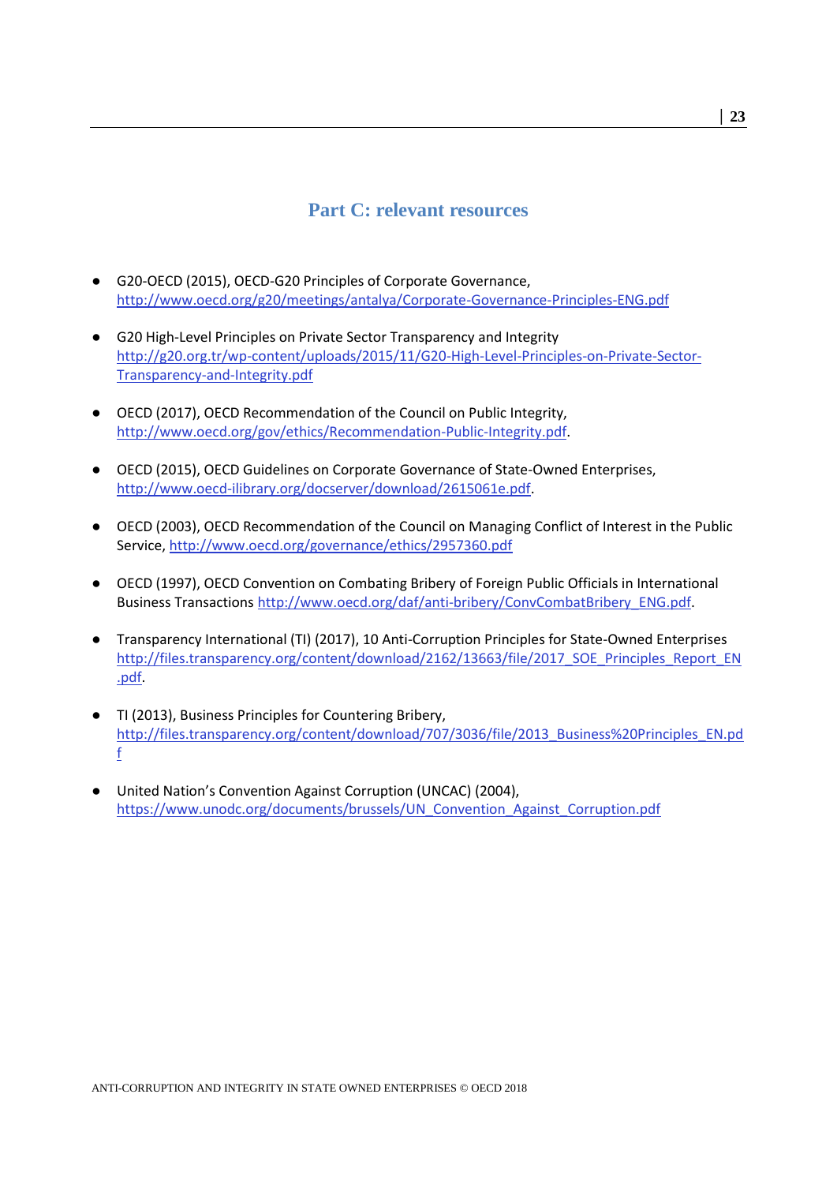## Part C: relevant resources

- G20-OECD (2015), OECD-G20 Principles of Corporate Governance, http://www.oecd.org/g20/meetings/antalya/Corporate-Governance-Principles-ENG.pdf

- G20 High-Level Principles on Private Sector Transparency and Integrity http://g20.org.tr/wp-content/uploads/2015/11/G20-High-Level-Principles-on-Private-Sector-Transparency-and-Integrity.pdf

- OECD (2017), OECD Recommendation of the Council on Public Integrity, http://www.oecd.org/gov/ethics/Recommendation-Public-Integrity.pdf.

- OECD (2015), OECD Guidelines on Corporate Governance of State-Owned Enterprises, http://www.oecd-ilibrary.org/docserver/download/2615061e.pdf.

- OECD (2003), OECD Recommendation of the Council on Managing Conflict of Interest in the Public Service, http://www.oecd.org/governance/ethics/2957360.pdf

- OECD (1997), OECD Convention on Combating Bribery of Foreign Public Officials in International Business Transactions http://www.oecd.org/daf/anti-bribery/ConvCombatBribery_ENG.pdf.

- Transparency International (TI) (2017), 10 Anti-Corruption Principles for State-Owned Enterprises http://files.transparency.org/content/download/2162/13663/file/2017_SOE_Principles_Report_EN.pdf.

- TI (2013), Business Principles for Countering Bribery, http://files.transparency.org/content/download/707/3036/file/2013_Business%20Principles_EN.pdf

- United Nation's Convention Against Corruption (UNCAC) (2004), https://www.unodc.org/documents/brussels/UN_Convention_Against_Corruption.pdf